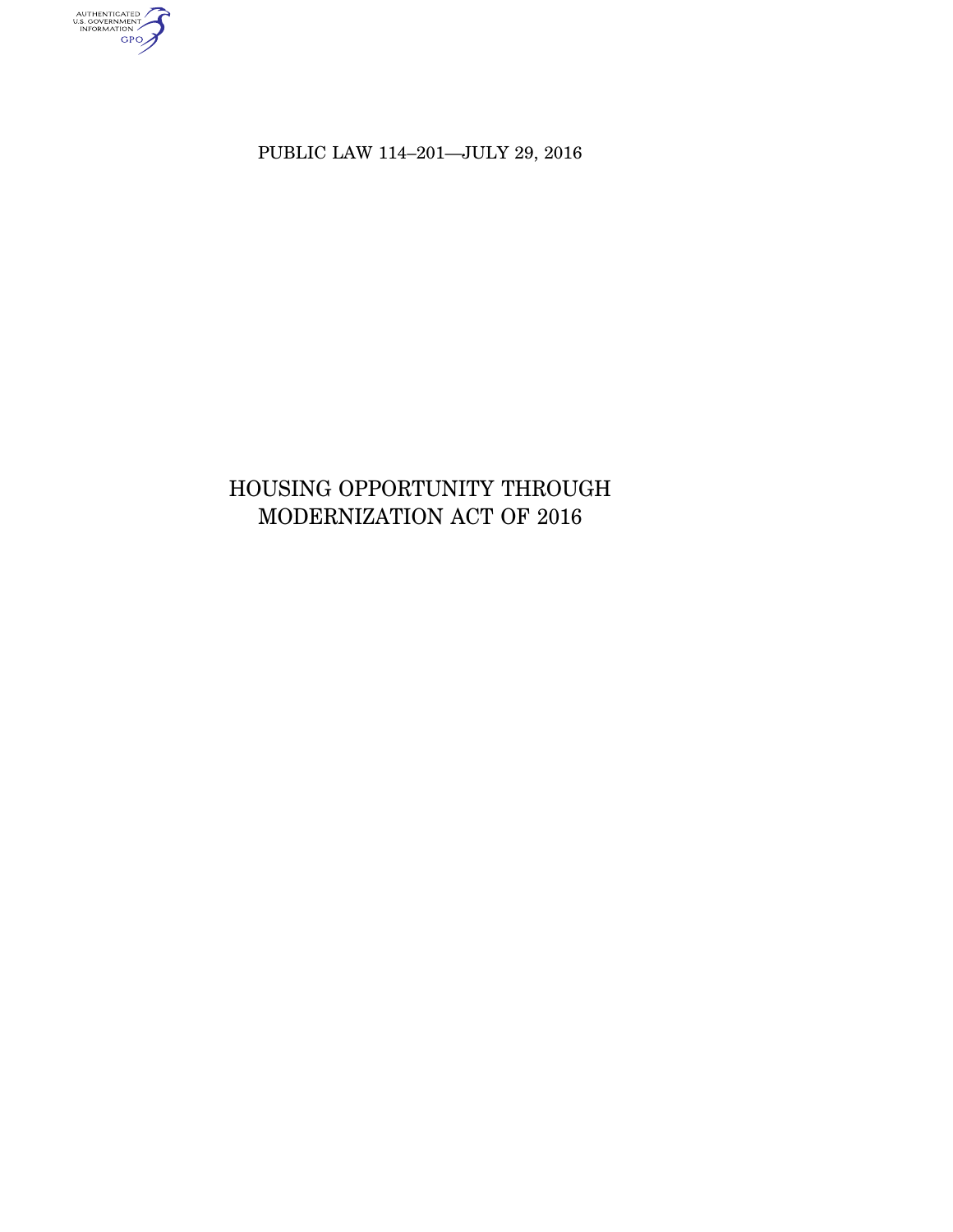PUBLIC LAW 114–201—JULY 29, 2016

# HOUSING OPPORTUNITY THROUGH MODERNIZATION ACT OF 2016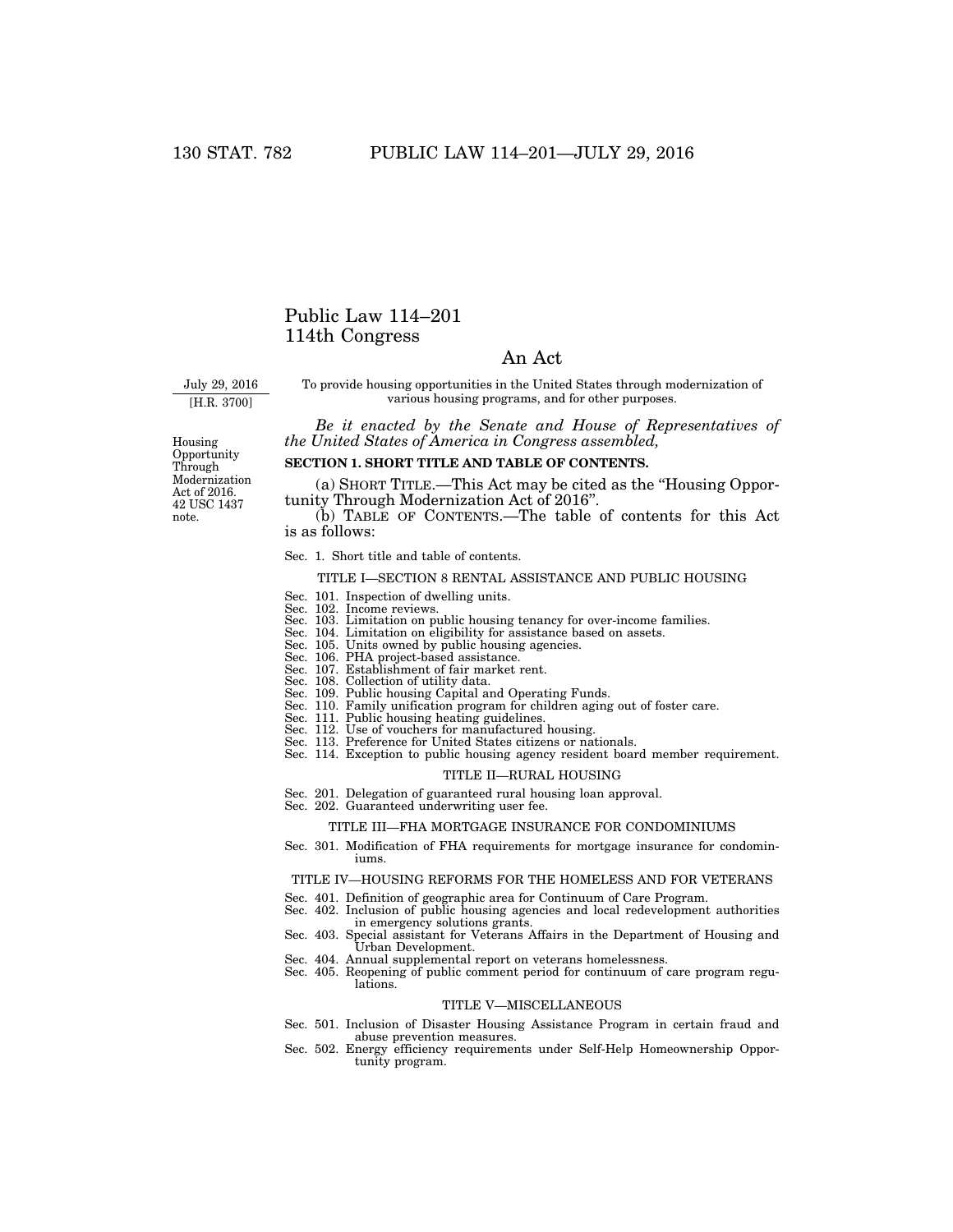# Public Law 114–201
# 114th Congress

## An Act

July 29, 2016
[H.R. 3700]

To provide housing opportunities in the United States through modernization of various housing programs, and for other purposes.

*Be it enacted by the Senate and House of Representatives of the United States of America in Congress assembled,*

Housing Opportunity Through Modernization Act of 2016.
42 USC 1437 note.

**SECTION 1. SHORT TITLE AND TABLE OF CONTENTS.**

(a) SHORT TITLE.—This Act may be cited as the "Housing Opportunity Through Modernization Act of 2016".

(b) TABLE OF CONTENTS.—The table of contents for this Act is as follows:

Sec. 1. Short title and table of contents.

TITLE I—SECTION 8 RENTAL ASSISTANCE AND PUBLIC HOUSING

Sec. 101. Inspection of dwelling units.
Sec. 102. Income reviews.
Sec. 103. Limitation on public housing tenancy for over-income families.
Sec. 104. Limitation on eligibility for assistance based on assets.
Sec. 105. Units owned by public housing agencies.
Sec. 106. PHA project-based assistance.
Sec. 107. Establishment of fair market rent.
Sec. 108. Collection of utility data.
Sec. 109. Public housing Capital and Operating Funds.
Sec. 110. Family unification program for children aging out of foster care.
Sec. 111. Public housing heating guidelines.
Sec. 112. Use of vouchers for manufactured housing.
Sec. 113. Preference for United States citizens or nationals.
Sec. 114. Exception to public housing agency resident board member requirement.

TITLE II—RURAL HOUSING

Sec. 201. Delegation of guaranteed rural housing loan approval.
Sec. 202. Guaranteed underwriting user fee.

TITLE III—FHA MORTGAGE INSURANCE FOR CONDOMINIUMS

Sec. 301. Modification of FHA requirements for mortgage insurance for condominiums.

TITLE IV—HOUSING REFORMS FOR THE HOMELESS AND FOR VETERANS

Sec. 401. Definition of geographic area for Continuum of Care Program.
Sec. 402. Inclusion of public housing agencies and local redevelopment authorities in emergency solutions grants.
Sec. 403. Special assistant for Veterans Affairs in the Department of Housing and Urban Development.
Sec. 404. Annual supplemental report on veterans homelessness.
Sec. 405. Reopening of public comment period for continuum of care program regulations.

TITLE V—MISCELLANEOUS

Sec. 501. Inclusion of Disaster Housing Assistance Program in certain fraud and abuse prevention measures.
Sec. 502. Energy efficiency requirements under Self-Help Homeownership Opportunity program.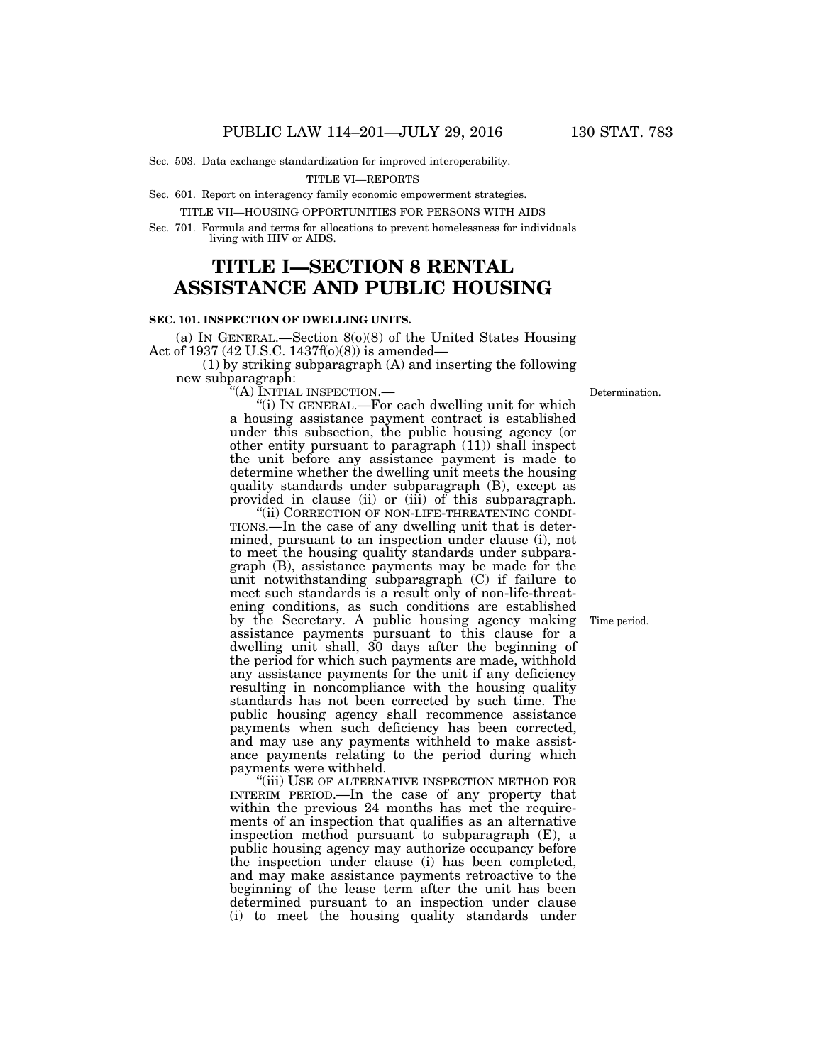Sec. 503. Data exchange standardization for improved interoperability.

TITLE VI—REPORTS

Sec. 601. Report on interagency family economic empowerment strategies.

TITLE VII—HOUSING OPPORTUNITIES FOR PERSONS WITH AIDS

Sec. 701. Formula and terms for allocations to prevent homelessness for individuals living with HIV or AIDS.

# TITLE I—SECTION 8 RENTAL ASSISTANCE AND PUBLIC HOUSING

### SEC. 101. INSPECTION OF DWELLING UNITS.

(a) IN GENERAL.—Section 8(o)(8) of the United States Housing Act of 1937 (42 U.S.C. 1437f(o)(8)) is amended—

(1) by striking subparagraph (A) and inserting the following new subparagraph:

"(A) INITIAL INSPECTION.—

Determination.

"(i) IN GENERAL.—For each dwelling unit for which a housing assistance payment contract is established under this subsection, the public housing agency (or other entity pursuant to paragraph (11)) shall inspect the unit before any assistance payment is made to determine whether the dwelling unit meets the housing quality standards under subparagraph (B), except as provided in clause (ii) or (iii) of this subparagraph.

"(ii) CORRECTION OF NON-LIFE-THREATENING CONDITIONS.—In the case of any dwelling unit that is determined, pursuant to an inspection under clause (i), not to meet the housing quality standards under subparagraph (B), assistance payments may be made for the unit notwithstanding subparagraph (C) if failure to meet such standards is a result only of non-life-threatening conditions, as such conditions are established by the Secretary. A public housing agency making assistance payments pursuant to this clause for a dwelling unit shall, 30 days after the beginning of the period for which such payments are made, withhold any assistance payments for the unit if any deficiency resulting in noncompliance with the housing quality standards has not been corrected by such time. The public housing agency shall recommence assistance payments when such deficiency has been corrected, and may use any payments withheld to make assistance payments relating to the period during which payments were withheld.

Time period.

"(iii) USE OF ALTERNATIVE INSPECTION METHOD FOR INTERIM PERIOD.—In the case of any property that within the previous 24 months has met the requirements of an inspection that qualifies as an alternative inspection method pursuant to subparagraph (E), a public housing agency may authorize occupancy before the inspection under clause (i) has been completed, and may make assistance payments retroactive to the beginning of the lease term after the unit has been determined pursuant to an inspection under clause (i) to meet the housing quality standards under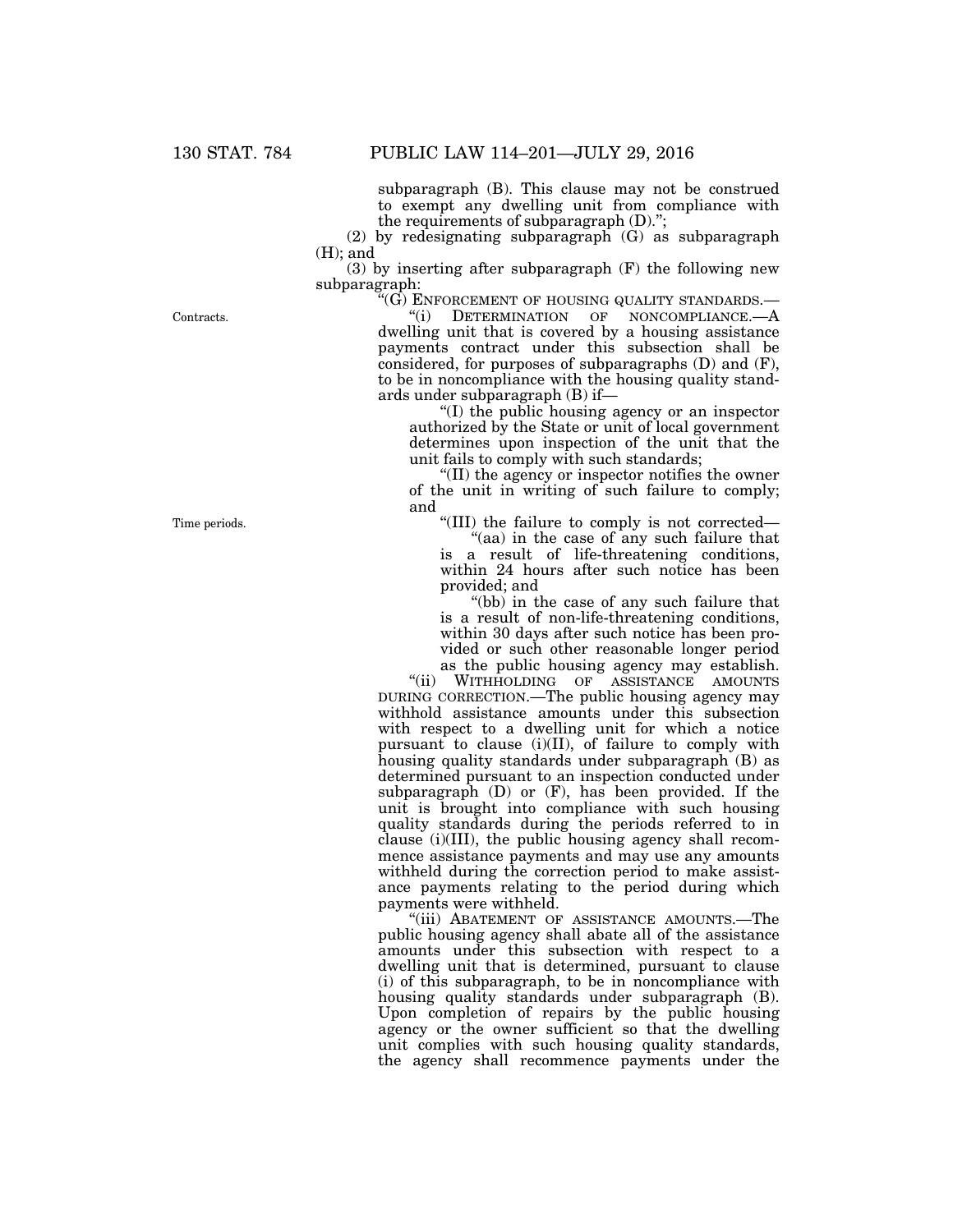subparagraph (B). This clause may not be construed to exempt any dwelling unit from compliance with the requirements of subparagraph (D).";

(2) by redesignating subparagraph (G) as subparagraph (H); and

(3) by inserting after subparagraph (F) the following new subparagraph:

"(G) ENFORCEMENT OF HOUSING QUALITY STANDARDS.—

Contracts.

"(i) DETERMINATION OF NONCOMPLIANCE.—A dwelling unit that is covered by a housing assistance payments contract under this subsection shall be considered, for purposes of subparagraphs (D) and (F), to be in noncompliance with the housing quality standards under subparagraph (B) if—

"(I) the public housing agency or an inspector authorized by the State or unit of local government determines upon inspection of the unit that the unit fails to comply with such standards;

"(II) the agency or inspector notifies the owner of the unit in writing of such failure to comply; and

Time periods.

"(III) the failure to comply is not corrected—

"(aa) in the case of any such failure that is a result of life-threatening conditions, within 24 hours after such notice has been provided; and

"(bb) in the case of any such failure that is a result of non-life-threatening conditions, within 30 days after such notice has been provided or such other reasonable longer period as the public housing agency may establish.

"(ii) WITHHOLDING OF ASSISTANCE AMOUNTS DURING CORRECTION.—The public housing agency may withhold assistance amounts under this subsection with respect to a dwelling unit for which a notice pursuant to clause (i)(II), of failure to comply with housing quality standards under subparagraph (B) as determined pursuant to an inspection conducted under subparagraph (D) or (F), has been provided. If the unit is brought into compliance with such housing quality standards during the periods referred to in clause (i)(III), the public housing agency shall recommence assistance payments and may use any amounts withheld during the correction period to make assistance payments relating to the period during which payments were withheld.

"(iii) ABATEMENT OF ASSISTANCE AMOUNTS.—The public housing agency shall abate all of the assistance amounts under this subsection with respect to a dwelling unit that is determined, pursuant to clause (i) of this subparagraph, to be in noncompliance with housing quality standards under subparagraph (B). Upon completion of repairs by the public housing agency or the owner sufficient so that the dwelling unit complies with such housing quality standards, the agency shall recommence payments under the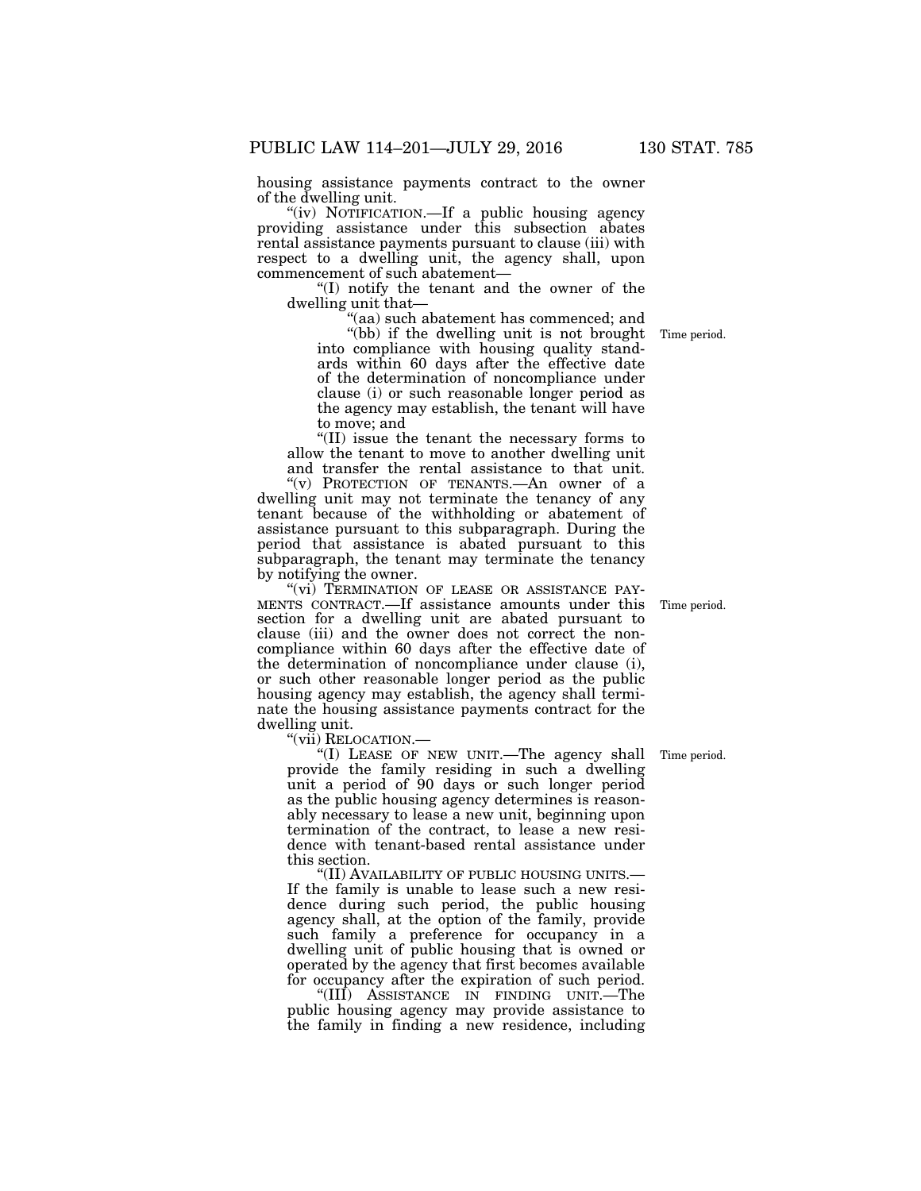housing assistance payments contract to the owner of the dwelling unit.

"(iv) NOTIFICATION.—If a public housing agency providing assistance under this subsection abates rental assistance payments pursuant to clause (iii) with respect to a dwelling unit, the agency shall, upon commencement of such abatement—

"(I) notify the tenant and the owner of the dwelling unit that—

"(aa) such abatement has commenced; and

"(bb) if the dwelling unit is not brought into compliance with housing quality standards within 60 days after the effective date of the determination of noncompliance under clause (i) or such reasonable longer period as the agency may establish, the tenant will have to move; and

"(II) issue the tenant the necessary forms to allow the tenant to move to another dwelling unit and transfer the rental assistance to that unit.

"(v) PROTECTION OF TENANTS.—An owner of a dwelling unit may not terminate the tenancy of any tenant because of the withholding or abatement of assistance pursuant to this subparagraph. During the period that assistance is abated pursuant to this subparagraph, the tenant may terminate the tenancy by notifying the owner.

"(vi) TERMINATION OF LEASE OR ASSISTANCE PAYMENTS CONTRACT.—If assistance amounts under this section for a dwelling unit are abated pursuant to clause (iii) and the owner does not correct the noncompliance within 60 days after the effective date of the determination of noncompliance under clause (i), or such other reasonable longer period as the public housing agency may establish, the agency shall terminate the housing assistance payments contract for the dwelling unit.

"(vii) RELOCATION.—

"(I) LEASE OF NEW UNIT.—The agency shall provide the family residing in such a dwelling unit a period of 90 days or such longer period as the public housing agency determines is reasonably necessary to lease a new unit, beginning upon termination of the contract, to lease a new residence with tenant-based rental assistance under this section.

"(II) AVAILABILITY OF PUBLIC HOUSING UNITS.—If the family is unable to lease such a new residence during such period, the public housing agency shall, at the option of the family, provide such family a preference for occupancy in a dwelling unit of public housing that is owned or operated by the agency that first becomes available for occupancy after the expiration of such period.

"(III) ASSISTANCE IN FINDING UNIT.—The public housing agency may provide assistance to the family in finding a new residence, including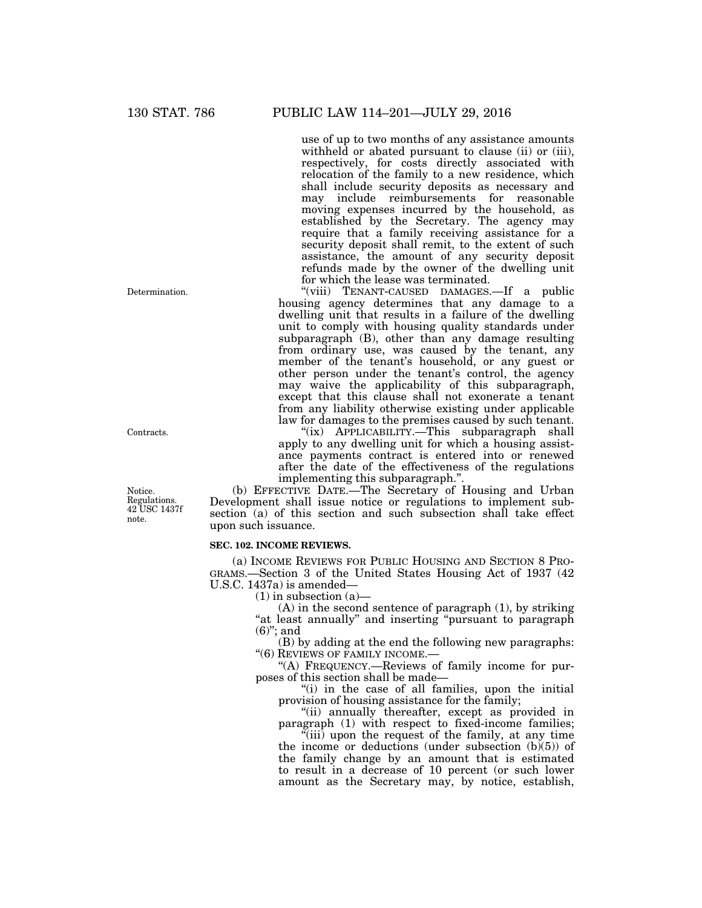use of up to two months of any assistance amounts withheld or abated pursuant to clause (ii) or (iii), respectively, for costs directly associated with relocation of the family to a new residence, which shall include security deposits as necessary and may include reimbursements for reasonable moving expenses incurred by the household, as established by the Secretary. The agency may require that a family receiving assistance for a security deposit shall remit, to the extent of such assistance, the amount of any security deposit refunds made by the owner of the dwelling unit for which the lease was terminated.

Determination.

"(viii) TENANT-CAUSED DAMAGES.—If a public housing agency determines that any damage to a dwelling unit that results in a failure of the dwelling unit to comply with housing quality standards under subparagraph (B), other than any damage resulting from ordinary use, was caused by the tenant, any member of the tenant's household, or any guest or other person under the tenant's control, the agency may waive the applicability of this subparagraph, except that this clause shall not exonerate a tenant from any liability otherwise existing under applicable law for damages to the premises caused by such tenant.

Contracts.

"(ix) APPLICABILITY.—This subparagraph shall apply to any dwelling unit for which a housing assistance payments contract is entered into or renewed after the date of the effectiveness of the regulations implementing this subparagraph.".

Notice. Regulations. 42 USC 1437f note.

(b) EFFECTIVE DATE.—The Secretary of Housing and Urban Development shall issue notice or regulations to implement subsection (a) of this section and such subsection shall take effect upon such issuance.

**SEC. 102. INCOME REVIEWS.**

(a) INCOME REVIEWS FOR PUBLIC HOUSING AND SECTION 8 PROGRAMS.—Section 3 of the United States Housing Act of 1937 (42 U.S.C. 1437a) is amended—

(1) in subsection (a)—

(A) in the second sentence of paragraph (1), by striking "at least annually" and inserting "pursuant to paragraph (6)"; and

(B) by adding at the end the following new paragraphs:

"(6) REVIEWS OF FAMILY INCOME.—

"(A) FREQUENCY.—Reviews of family income for purposes of this section shall be made—

"(i) in the case of all families, upon the initial provision of housing assistance for the family;

"(ii) annually thereafter, except as provided in paragraph (1) with respect to fixed-income families;

"(iii) upon the request of the family, at any time the income or deductions (under subsection (b)(5)) of the family change by an amount that is estimated to result in a decrease of 10 percent (or such lower amount as the Secretary may, by notice, establish,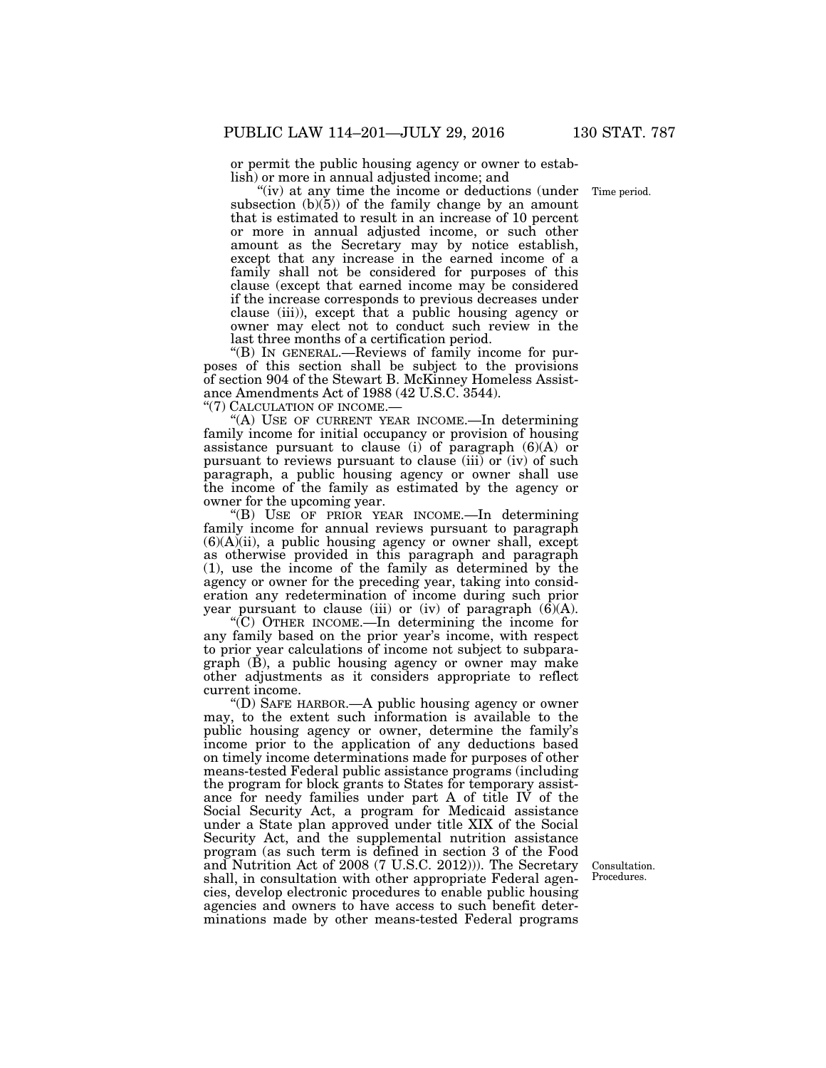or permit the public housing agency or owner to establish) or more in annual adjusted income; and

"(iv) at any time the income or deductions (under subsection (b)(5)) of the family change by an amount that is estimated to result in an increase of 10 percent or more in annual adjusted income, or such other amount as the Secretary may by notice establish, except that any increase in the earned income of a family shall not be considered for purposes of this clause (except that earned income may be considered if the increase corresponds to previous decreases under clause (iii)), except that a public housing agency or owner may elect not to conduct such review in the last three months of a certification period.

Time period.

"(B) IN GENERAL.—Reviews of family income for purposes of this section shall be subject to the provisions of section 904 of the Stewart B. McKinney Homeless Assistance Amendments Act of 1988 (42 U.S.C. 3544).

"(7) CALCULATION OF INCOME.—

"(A) USE OF CURRENT YEAR INCOME.—In determining family income for initial occupancy or provision of housing assistance pursuant to clause (i) of paragraph (6)(A) or pursuant to reviews pursuant to clause (iii) or (iv) of such paragraph, a public housing agency or owner shall use the income of the family as estimated by the agency or owner for the upcoming year.

"(B) USE OF PRIOR YEAR INCOME.—In determining family income for annual reviews pursuant to paragraph (6)(A)(ii), a public housing agency or owner shall, except as otherwise provided in this paragraph and paragraph (1), use the income of the family as determined by the agency or owner for the preceding year, taking into consideration any redetermination of income during such prior year pursuant to clause (iii) or (iv) of paragraph (6)(A).

"(C) OTHER INCOME.—In determining the income for any family based on the prior year's income, with respect to prior year calculations of income not subject to subparagraph (B), a public housing agency or owner may make other adjustments as it considers appropriate to reflect current income.

"(D) SAFE HARBOR.—A public housing agency or owner may, to the extent such information is available to the public housing agency or owner, determine the family's income prior to the application of any deductions based on timely income determinations made for purposes of other means-tested Federal public assistance programs (including the program for block grants to States for temporary assistance for needy families under part A of title IV of the Social Security Act, a program for Medicaid assistance under a State plan approved under title XIX of the Social Security Act, and the supplemental nutrition assistance program (as such term is defined in section 3 of the Food and Nutrition Act of 2008 (7 U.S.C. 2012))). The Secretary shall, in consultation with other appropriate Federal agencies, develop electronic procedures to enable public housing agencies and owners to have access to such benefit determinations made by other means-tested Federal programs

Consultation. Procedures.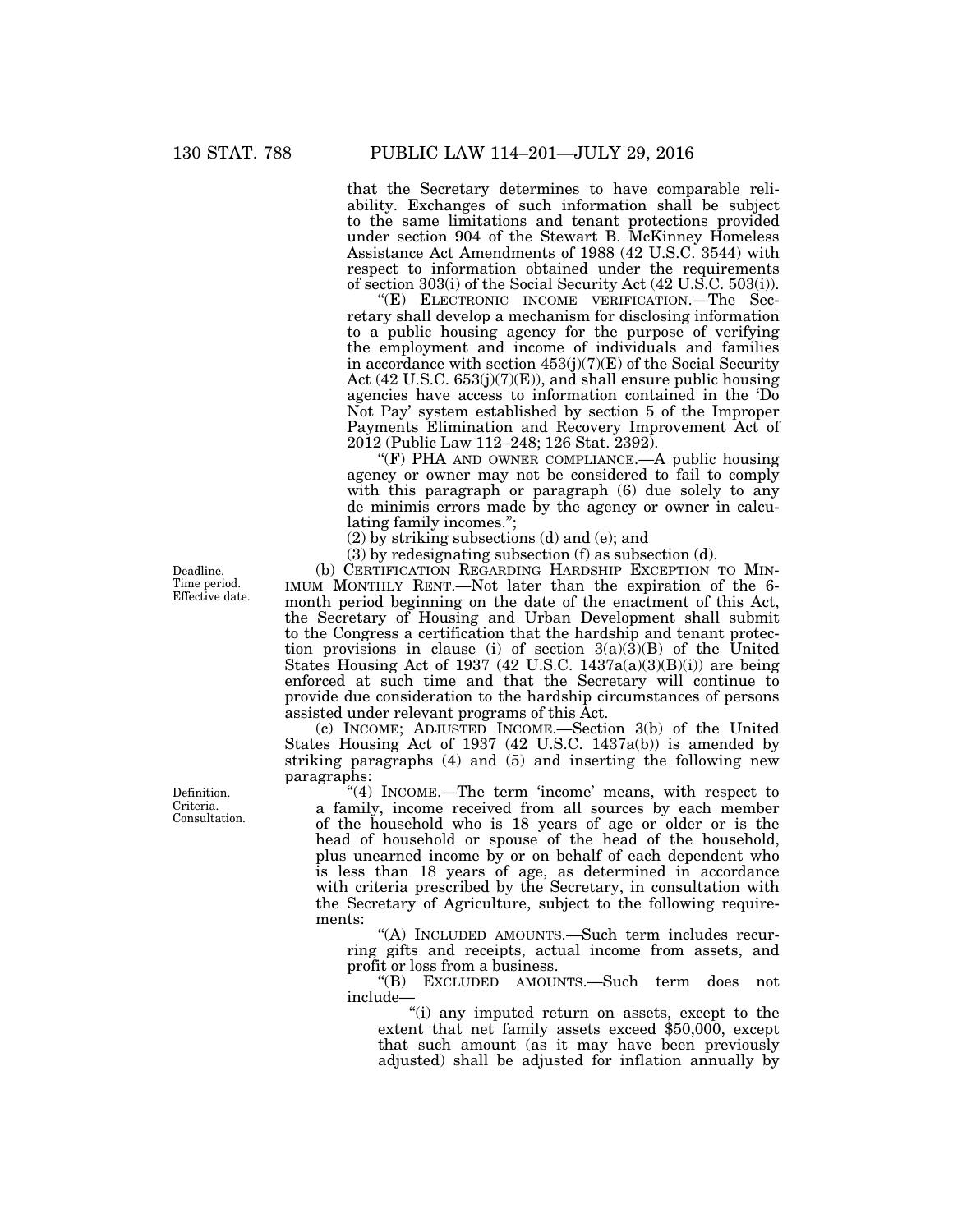that the Secretary determines to have comparable reliability. Exchanges of such information shall be subject to the same limitations and tenant protections provided under section 904 of the Stewart B. McKinney Homeless Assistance Act Amendments of 1988 (42 U.S.C. 3544) with respect to information obtained under the requirements of section 303(i) of the Social Security Act (42 U.S.C. 503(i)).

"(E) ELECTRONIC INCOME VERIFICATION.—The Secretary shall develop a mechanism for disclosing information to a public housing agency for the purpose of verifying the employment and income of individuals and families in accordance with section 453(j)(7)(E) of the Social Security Act (42 U.S.C. 653(j)(7)(E)), and shall ensure public housing agencies have access to information contained in the 'Do Not Pay' system established by section 5 of the Improper Payments Elimination and Recovery Improvement Act of 2012 (Public Law 112–248; 126 Stat. 2392).

"(F) PHA AND OWNER COMPLIANCE.—A public housing agency or owner may not be considered to fail to comply with this paragraph or paragraph (6) due solely to any de minimis errors made by the agency or owner in calculating family incomes.";

(2) by striking subsections (d) and (e); and

(3) by redesignating subsection (f) as subsection (d).

Deadline. Time period. Effective date.

(b) CERTIFICATION REGARDING HARDSHIP EXCEPTION TO MINIMUM MONTHLY RENT.—Not later than the expiration of the 6-month period beginning on the date of the enactment of this Act, the Secretary of Housing and Urban Development shall submit to the Congress a certification that the hardship and tenant protection provisions in clause (i) of section 3(a)(3)(B) of the United States Housing Act of 1937 (42 U.S.C. 1437a(a)(3)(B)(i)) are being enforced at such time and that the Secretary will continue to provide due consideration to the hardship circumstances of persons assisted under relevant programs of this Act.

(c) INCOME; ADJUSTED INCOME.—Section 3(b) of the United States Housing Act of 1937 (42 U.S.C. 1437a(b)) is amended by striking paragraphs (4) and (5) and inserting the following new paragraphs:

Definition. Criteria. Consultation.

"(4) INCOME.—The term 'income' means, with respect to a family, income received from all sources by each member of the household who is 18 years of age or older or is the head of household or spouse of the head of the household, plus unearned income by or on behalf of each dependent who is less than 18 years of age, as determined in accordance with criteria prescribed by the Secretary, in consultation with the Secretary of Agriculture, subject to the following requirements:

"(A) INCLUDED AMOUNTS.—Such term includes recurring gifts and receipts, actual income from assets, and profit or loss from a business.

"(B) EXCLUDED AMOUNTS.—Such term does not include—

"(i) any imputed return on assets, except to the extent that net family assets exceed $50,000, except that such amount (as it may have been previously adjusted) shall be adjusted for inflation annually by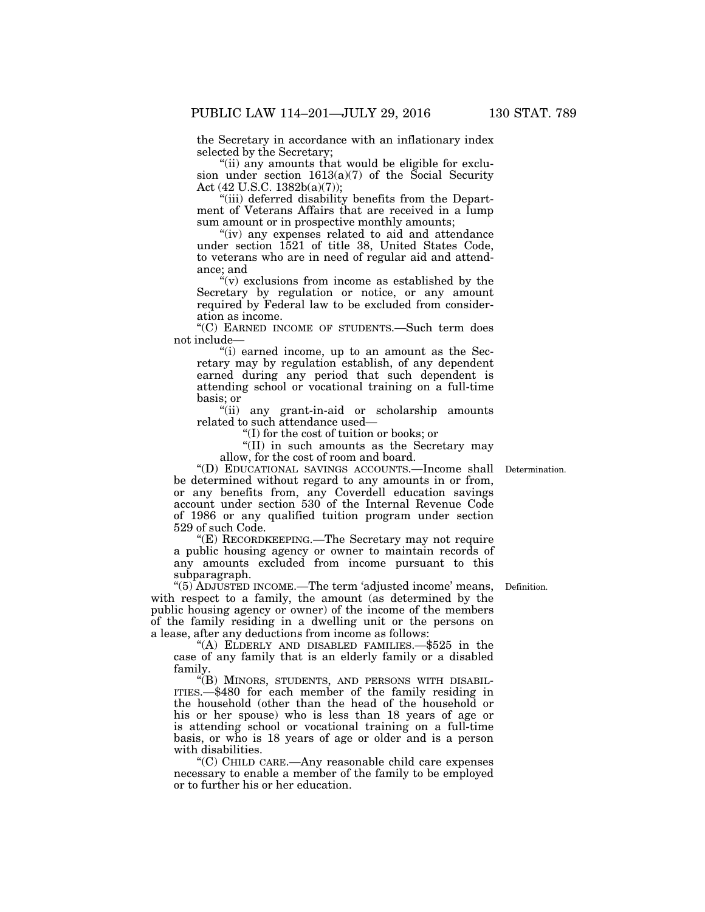the Secretary in accordance with an inflationary index selected by the Secretary;

"(ii) any amounts that would be eligible for exclusion under section 1613(a)(7) of the Social Security Act (42 U.S.C. 1382b(a)(7));

"(iii) deferred disability benefits from the Department of Veterans Affairs that are received in a lump sum amount or in prospective monthly amounts;

"(iv) any expenses related to aid and attendance under section 1521 of title 38, United States Code, to veterans who are in need of regular aid and attendance; and

"(v) exclusions from income as established by the Secretary by regulation or notice, or any amount required by Federal law to be excluded from consideration as income.

"(C) EARNED INCOME OF STUDENTS.—Such term does not include—

"(i) earned income, up to an amount as the Secretary may by regulation establish, of any dependent earned during any period that such dependent is attending school or vocational training on a full-time basis; or

"(ii) any grant-in-aid or scholarship amounts related to such attendance used—

"(I) for the cost of tuition or books; or

"(II) in such amounts as the Secretary may allow, for the cost of room and board.

Determination.

"(D) EDUCATIONAL SAVINGS ACCOUNTS.—Income shall be determined without regard to any amounts in or from, or any benefits from, any Coverdell education savings account under section 530 of the Internal Revenue Code of 1986 or any qualified tuition program under section 529 of such Code.

"(E) RECORDKEEPING.—The Secretary may not require a public housing agency or owner to maintain records of any amounts excluded from income pursuant to this subparagraph.

Definition.

"(5) ADJUSTED INCOME.—The term 'adjusted income' means, with respect to a family, the amount (as determined by the public housing agency or owner) of the income of the members of the family residing in a dwelling unit or the persons on a lease, after any deductions from income as follows:

"(A) ELDERLY AND DISABLED FAMILIES.—$525 in the case of any family that is an elderly family or a disabled family.

"(B) MINORS, STUDENTS, AND PERSONS WITH DISABILITIES.—$480 for each member of the family residing in the household (other than the head of the household or his or her spouse) who is less than 18 years of age or is attending school or vocational training on a full-time basis, or who is 18 years of age or older and is a person with disabilities.

"(C) CHILD CARE.—Any reasonable child care expenses necessary to enable a member of the family to be employed or to further his or her education.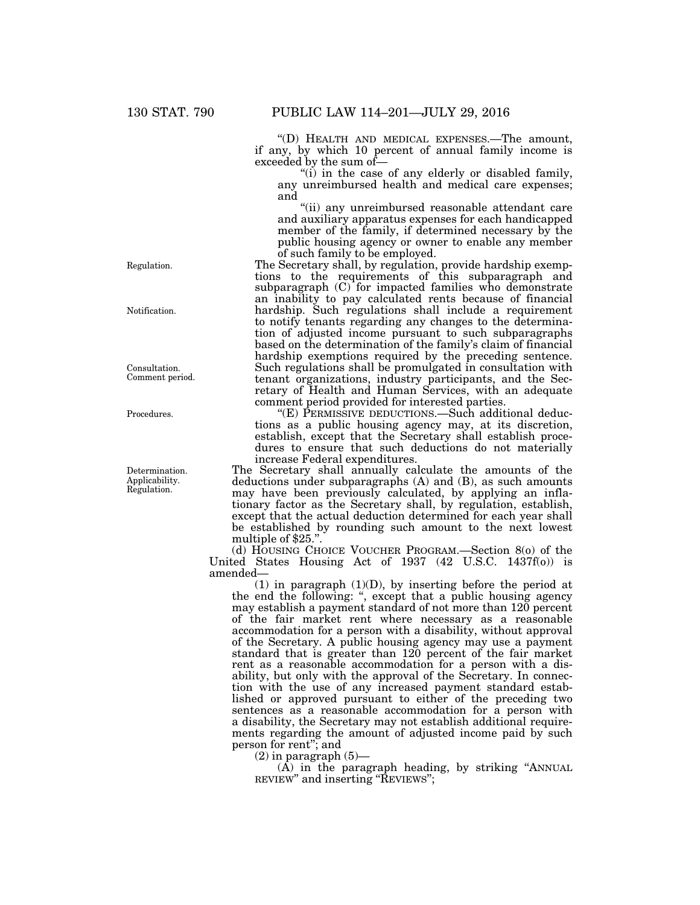"(D) HEALTH AND MEDICAL EXPENSES.—The amount, if any, by which 10 percent of annual family income is exceeded by the sum of—

"(i) in the case of any elderly or disabled family, any unreimbursed health and medical care expenses; and

"(ii) any unreimbursed reasonable attendant care and auxiliary apparatus expenses for each handicapped member of the family, if determined necessary by the public housing agency or owner to enable any member of such family to be employed.

Regulation.

Notification.

The Secretary shall, by regulation, provide hardship exemptions to the requirements of this subparagraph and subparagraph (C) for impacted families who demonstrate an inability to pay calculated rents because of financial hardship. Such regulations shall include a requirement to notify tenants regarding any changes to the determination of adjusted income pursuant to such subparagraphs based on the determination of the family's claim of financial hardship exemptions required by the preceding sentence.

Consultation. Comment period.

Such regulations shall be promulgated in consultation with tenant organizations, industry participants, and the Secretary of Health and Human Services, with an adequate comment period provided for interested parties.

Procedures.

"(E) PERMISSIVE DEDUCTIONS.—Such additional deductions as a public housing agency may, at its discretion, establish, except that the Secretary shall establish procedures to ensure that such deductions do not materially increase Federal expenditures.

Determination. Applicability. Regulation.

The Secretary shall annually calculate the amounts of the deductions under subparagraphs (A) and (B), as such amounts may have been previously calculated, by applying an inflationary factor as the Secretary shall, by regulation, establish, except that the actual deduction determined for each year shall be established by rounding such amount to the next lowest multiple of $25.".

(d) HOUSING CHOICE VOUCHER PROGRAM.—Section 8(o) of the United States Housing Act of 1937 (42 U.S.C. 1437f(o)) is amended—

(1) in paragraph (1)(D), by inserting before the period at the end the following: ", except that a public housing agency may establish a payment standard of not more than 120 percent of the fair market rent where necessary as a reasonable accommodation for a person with a disability, without approval of the Secretary. A public housing agency may use a payment standard that is greater than 120 percent of the fair market rent as a reasonable accommodation for a person with a disability, but only with the approval of the Secretary. In connection with the use of any increased payment standard established or approved pursuant to either of the preceding two sentences as a reasonable accommodation for a person with a disability, the Secretary may not establish additional requirements regarding the amount of adjusted income paid by such person for rent"; and

(2) in paragraph (5)—

(A) in the paragraph heading, by striking "ANNUAL REVIEW" and inserting "REVIEWS";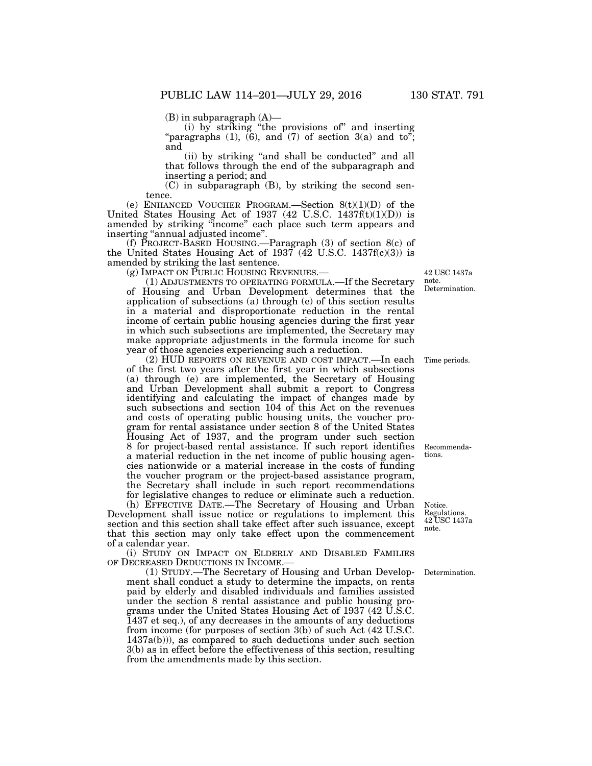(B) in subparagraph (A)—

(i) by striking "the provisions of" and inserting "paragraphs (1), (6), and (7) of section 3(a) and to"; and

(ii) by striking "and shall be conducted" and all that follows through the end of the subparagraph and inserting a period; and

(C) in subparagraph (B), by striking the second sentence.

(e) ENHANCED VOUCHER PROGRAM.—Section 8(t)(1)(D) of the United States Housing Act of 1937 (42 U.S.C. 1437f(t)(1)(D)) is amended by striking "income" each place such term appears and inserting "annual adjusted income".

(f) PROJECT-BASED HOUSING.—Paragraph (3) of section 8(c) of the United States Housing Act of 1937 (42 U.S.C. 1437f(c)(3)) is amended by striking the last sentence.

(g) IMPACT ON PUBLIC HOUSING REVENUES.—

42 USC 1437a note. Determination.

(1) ADJUSTMENTS TO OPERATING FORMULA.—If the Secretary of Housing and Urban Development determines that the application of subsections (a) through (e) of this section results in a material and disproportionate reduction in the rental income of certain public housing agencies during the first year in which such subsections are implemented, the Secretary may make appropriate adjustments in the formula income for such year of those agencies experiencing such a reduction.

Time periods.

(2) HUD REPORTS ON REVENUE AND COST IMPACT.—In each of the first two years after the first year in which subsections (a) through (e) are implemented, the Secretary of Housing and Urban Development shall submit a report to Congress identifying and calculating the impact of changes made by such subsections and section 104 of this Act on the revenues and costs of operating public housing units, the voucher program for rental assistance under section 8 of the United States Housing Act of 1937, and the program under such section 8 for project-based rental assistance. If such report identifies a material reduction in the net income of public housing agencies nationwide or a material increase in the costs of funding the voucher program or the project-based assistance program, the Secretary shall include in such report recommendations for legislative changes to reduce or eliminate such a reduction.

Recommendations.

Notice. Regulations. 42 USC 1437a note.

(h) EFFECTIVE DATE.—The Secretary of Housing and Urban Development shall issue notice or regulations to implement this section and this section shall take effect after such issuance, except that this section may only take effect upon the commencement of a calendar year.

(i) STUDY ON IMPACT ON ELDERLY AND DISABLED FAMILIES OF DECREASED DEDUCTIONS IN INCOME.—

Determination.

(1) STUDY.—The Secretary of Housing and Urban Development shall conduct a study to determine the impacts, on rents paid by elderly and disabled individuals and families assisted under the section 8 rental assistance and public housing programs under the United States Housing Act of 1937 (42 U.S.C. 1437 et seq.), of any decreases in the amounts of any deductions from income (for purposes of section 3(b) of such Act (42 U.S.C. 1437a(b))), as compared to such deductions under such section 3(b) as in effect before the effectiveness of this section, resulting from the amendments made by this section.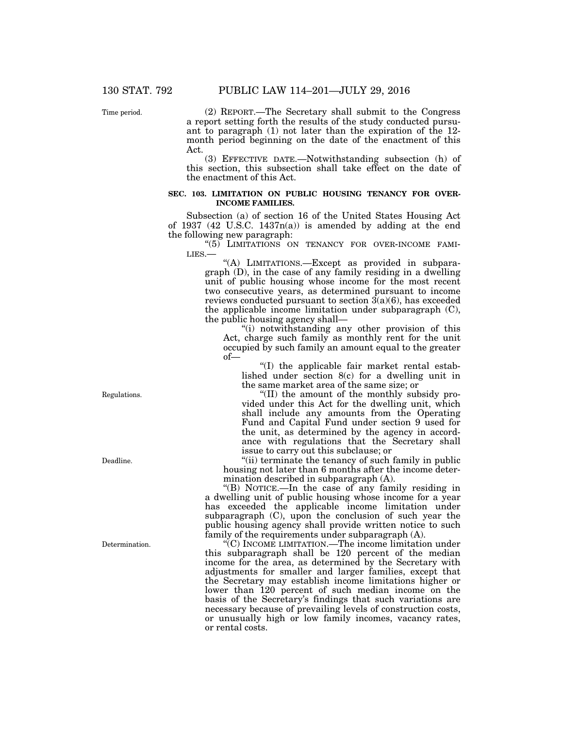(2) REPORT.—The Secretary shall submit to the Congress a report setting forth the results of the study conducted pursuant to paragraph (1) not later than the expiration of the 12-month period beginning on the date of the enactment of this Act.

(3) EFFECTIVE DATE.—Notwithstanding subsection (h) of this section, this subsection shall take effect on the date of the enactment of this Act.

**SEC. 103. LIMITATION ON PUBLIC HOUSING TENANCY FOR OVER-INCOME FAMILIES.**

Subsection (a) of section 16 of the United States Housing Act of 1937 (42 U.S.C. 1437n(a)) is amended by adding at the end the following new paragraph:

"(5) LIMITATIONS ON TENANCY FOR OVER-INCOME FAMILIES.—

"(A) LIMITATIONS.—Except as provided in subparagraph (D), in the case of any family residing in a dwelling unit of public housing whose income for the most recent two consecutive years, as determined pursuant to income reviews conducted pursuant to section 3(a)(6), has exceeded the applicable income limitation under subparagraph (C), the public housing agency shall—

"(i) notwithstanding any other provision of this Act, charge such family as monthly rent for the unit occupied by such family an amount equal to the greater of—

"(I) the applicable fair market rental established under section 8(c) for a dwelling unit in the same market area of the same size; or

"(II) the amount of the monthly subsidy provided under this Act for the dwelling unit, which shall include any amounts from the Operating Fund and Capital Fund under section 9 used for the unit, as determined by the agency in accordance with regulations that the Secretary shall issue to carry out this subclause; or

"(ii) terminate the tenancy of such family in public housing not later than 6 months after the income determination described in subparagraph (A).

"(B) NOTICE.—In the case of any family residing in a dwelling unit of public housing whose income for a year has exceeded the applicable income limitation under subparagraph (C), upon the conclusion of such year the public housing agency shall provide written notice to such family of the requirements under subparagraph (A).

"(C) INCOME LIMITATION.—The income limitation under this subparagraph shall be 120 percent of the median income for the area, as determined by the Secretary with adjustments for smaller and larger families, except that the Secretary may establish income limitations higher or lower than 120 percent of such median income on the basis of the Secretary's findings that such variations are necessary because of prevailing levels of construction costs, or unusually high or low family incomes, vacancy rates, or rental costs.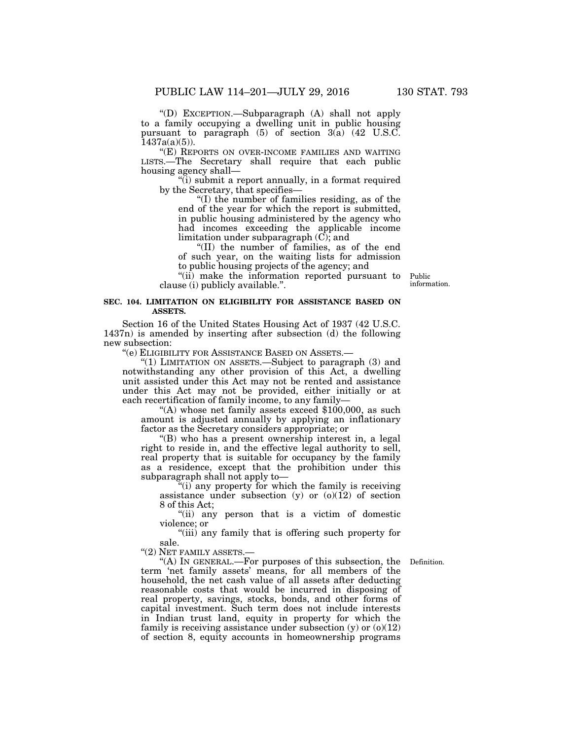"(D) EXCEPTION.—Subparagraph (A) shall not apply to a family occupying a dwelling unit in public housing pursuant to paragraph (5) of section 3(a) (42 U.S.C. 1437a(a)(5)).

"(E) REPORTS ON OVER-INCOME FAMILIES AND WAITING LISTS.—The Secretary shall require that each public housing agency shall—

"(i) submit a report annually, in a format required by the Secretary, that specifies—

"(I) the number of families residing, as of the end of the year for which the report is submitted, in public housing administered by the agency who had incomes exceeding the applicable income limitation under subparagraph (C); and

"(II) the number of families, as of the end of such year, on the waiting lists for admission to public housing projects of the agency; and

"(ii) make the information reported pursuant to clause (i) publicly available.".

Public information.

**SEC. 104. LIMITATION ON ELIGIBILITY FOR ASSISTANCE BASED ON ASSETS.**

Section 16 of the United States Housing Act of 1937 (42 U.S.C. 1437n) is amended by inserting after subsection (d) the following new subsection:

"(e) ELIGIBILITY FOR ASSISTANCE BASED ON ASSETS.—

"(1) LIMITATION ON ASSETS.—Subject to paragraph (3) and notwithstanding any other provision of this Act, a dwelling unit assisted under this Act may not be rented and assistance under this Act may not be provided, either initially or at each recertification of family income, to any family—

"(A) whose net family assets exceed $100,000, as such amount is adjusted annually by applying an inflationary factor as the Secretary considers appropriate; or

"(B) who has a present ownership interest in, a legal right to reside in, and the effective legal authority to sell, real property that is suitable for occupancy by the family as a residence, except that the prohibition under this subparagraph shall not apply to—

"(i) any property for which the family is receiving assistance under subsection (y) or (o)(12) of section 8 of this Act;

"(ii) any person that is a victim of domestic violence; or

"(iii) any family that is offering such property for sale.

"(2) NET FAMILY ASSETS.—

Definition.

"(A) IN GENERAL.—For purposes of this subsection, the term 'net family assets' means, for all members of the household, the net cash value of all assets after deducting reasonable costs that would be incurred in disposing of real property, savings, stocks, bonds, and other forms of capital investment. Such term does not include interests in Indian trust land, equity in property for which the family is receiving assistance under subsection (y) or (o)(12) of section 8, equity accounts in homeownership programs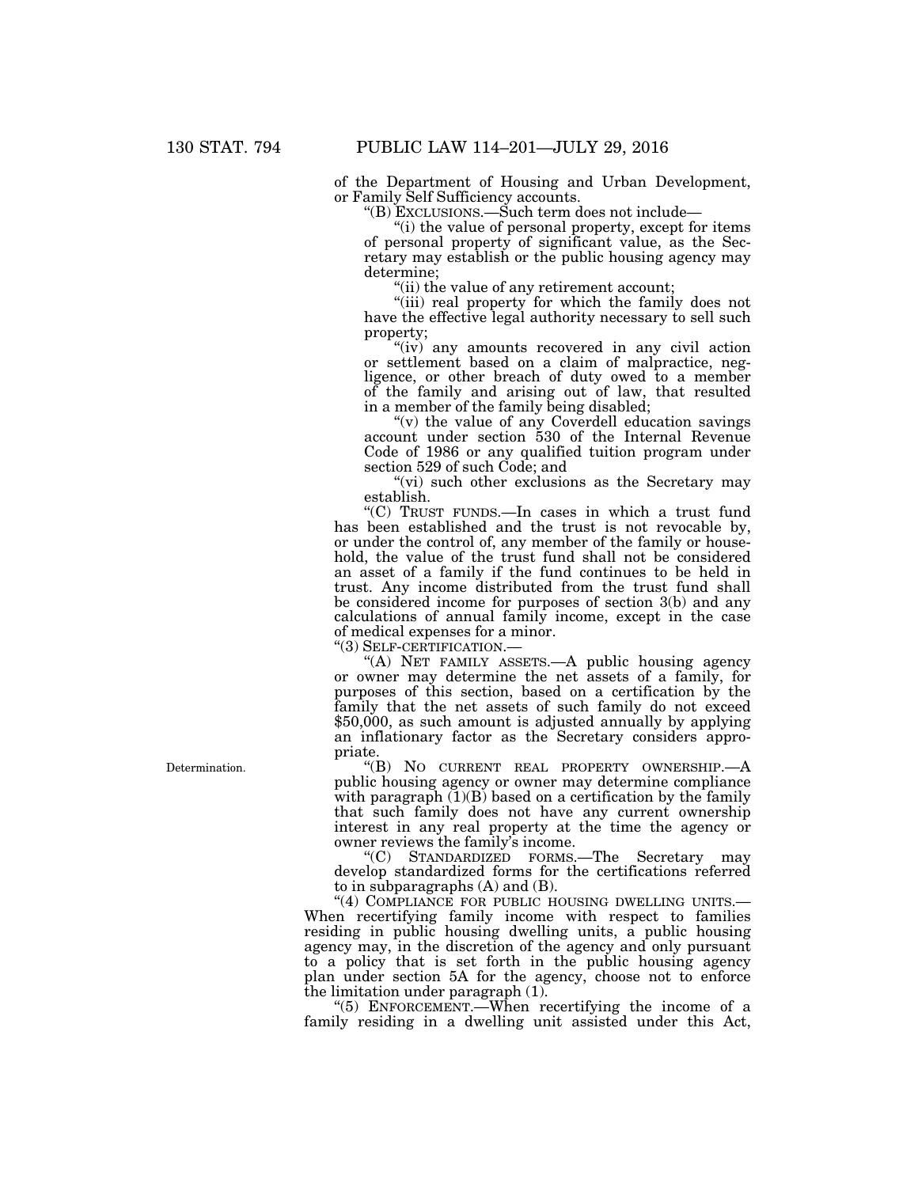of the Department of Housing and Urban Development, or Family Self Sufficiency accounts.

"(B) EXCLUSIONS.—Such term does not include—

"(i) the value of personal property, except for items of personal property of significant value, as the Secretary may establish or the public housing agency may determine;

"(ii) the value of any retirement account;

"(iii) real property for which the family does not have the effective legal authority necessary to sell such property;

"(iv) any amounts recovered in any civil action or settlement based on a claim of malpractice, negligence, or other breach of duty owed to a member of the family and arising out of law, that resulted in a member of the family being disabled;

"(v) the value of any Coverdell education savings account under section 530 of the Internal Revenue Code of 1986 or any qualified tuition program under section 529 of such Code; and

"(vi) such other exclusions as the Secretary may establish.

"(C) TRUST FUNDS.—In cases in which a trust fund has been established and the trust is not revocable by, or under the control of, any member of the family or household, the value of the trust fund shall not be considered an asset of a family if the fund continues to be held in trust. Any income distributed from the trust fund shall be considered income for purposes of section 3(b) and any calculations of annual family income, except in the case of medical expenses for a minor.

"(3) SELF-CERTIFICATION.—

"(A) NET FAMILY ASSETS.—A public housing agency or owner may determine the net assets of a family, for purposes of this section, based on a certification by the family that the net assets of such family do not exceed $50,000, as such amount is adjusted annually by applying an inflationary factor as the Secretary considers appropriate.

Determination.

"(B) NO CURRENT REAL PROPERTY OWNERSHIP.—A public housing agency or owner may determine compliance with paragraph (1)(B) based on a certification by the family that such family does not have any current ownership interest in any real property at the time the agency or owner reviews the family's income.

"(C) STANDARDIZED FORMS.—The Secretary may develop standardized forms for the certifications referred to in subparagraphs (A) and (B).

"(4) COMPLIANCE FOR PUBLIC HOUSING DWELLING UNITS.— When recertifying family income with respect to families residing in public housing dwelling units, a public housing agency may, in the discretion of the agency and only pursuant to a policy that is set forth in the public housing agency plan under section 5A for the agency, choose not to enforce the limitation under paragraph (1).

"(5) ENFORCEMENT.—When recertifying the income of a family residing in a dwelling unit assisted under this Act,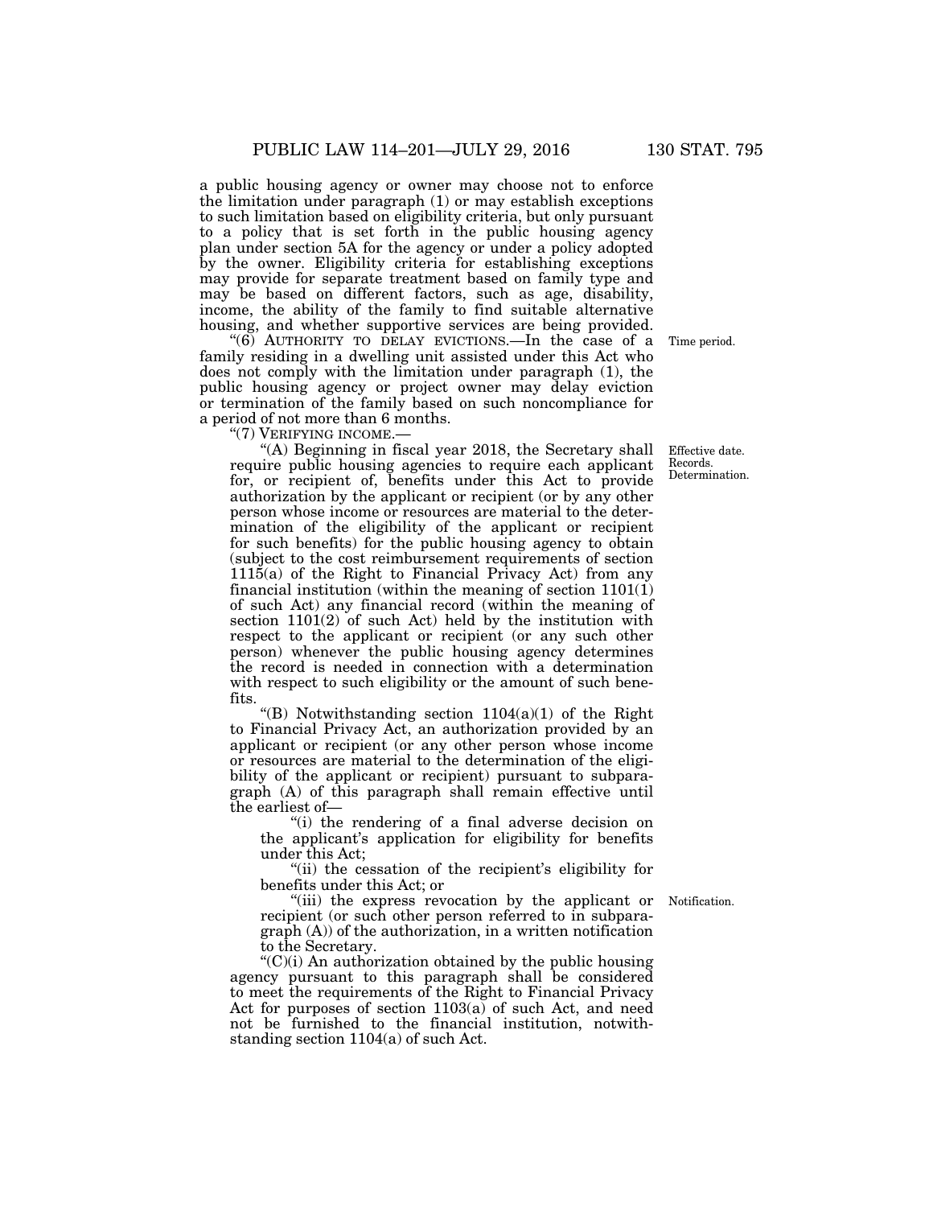a public housing agency or owner may choose not to enforce the limitation under paragraph (1) or may establish exceptions to such limitation based on eligibility criteria, but only pursuant to a policy that is set forth in the public housing agency plan under section 5A for the agency or under a policy adopted by the owner. Eligibility criteria for establishing exceptions may provide for separate treatment based on family type and may be based on different factors, such as age, disability, income, the ability of the family to find suitable alternative housing, and whether supportive services are being provided.

Time period.

"(6) AUTHORITY TO DELAY EVICTIONS.—In the case of a family residing in a dwelling unit assisted under this Act who does not comply with the limitation under paragraph (1), the public housing agency or project owner may delay eviction or termination of the family based on such noncompliance for a period of not more than 6 months.

"(7) VERIFYING INCOME.—

Effective date. Records. Determination.

"(A) Beginning in fiscal year 2018, the Secretary shall require public housing agencies to require each applicant for, or recipient of, benefits under this Act to provide authorization by the applicant or recipient (or by any other person whose income or resources are material to the determination of the eligibility of the applicant or recipient for such benefits) for the public housing agency to obtain (subject to the cost reimbursement requirements of section 1115(a) of the Right to Financial Privacy Act) from any financial institution (within the meaning of section 1101(1) of such Act) any financial record (within the meaning of section 1101(2) of such Act) held by the institution with respect to the applicant or recipient (or any such other person) whenever the public housing agency determines the record is needed in connection with a determination with respect to such eligibility or the amount of such benefits.

"(B) Notwithstanding section 1104(a)(1) of the Right to Financial Privacy Act, an authorization provided by an applicant or recipient (or any other person whose income or resources are material to the determination of the eligibility of the applicant or recipient) pursuant to subparagraph (A) of this paragraph shall remain effective until the earliest of—

"(i) the rendering of a final adverse decision on the applicant's application for eligibility for benefits under this Act;

"(ii) the cessation of the recipient's eligibility for benefits under this Act; or

Notification.

"(iii) the express revocation by the applicant or recipient (or such other person referred to in subparagraph (A)) of the authorization, in a written notification to the Secretary.

"(C)(i) An authorization obtained by the public housing agency pursuant to this paragraph shall be considered to meet the requirements of the Right to Financial Privacy Act for purposes of section 1103(a) of such Act, and need not be furnished to the financial institution, notwithstanding section 1104(a) of such Act.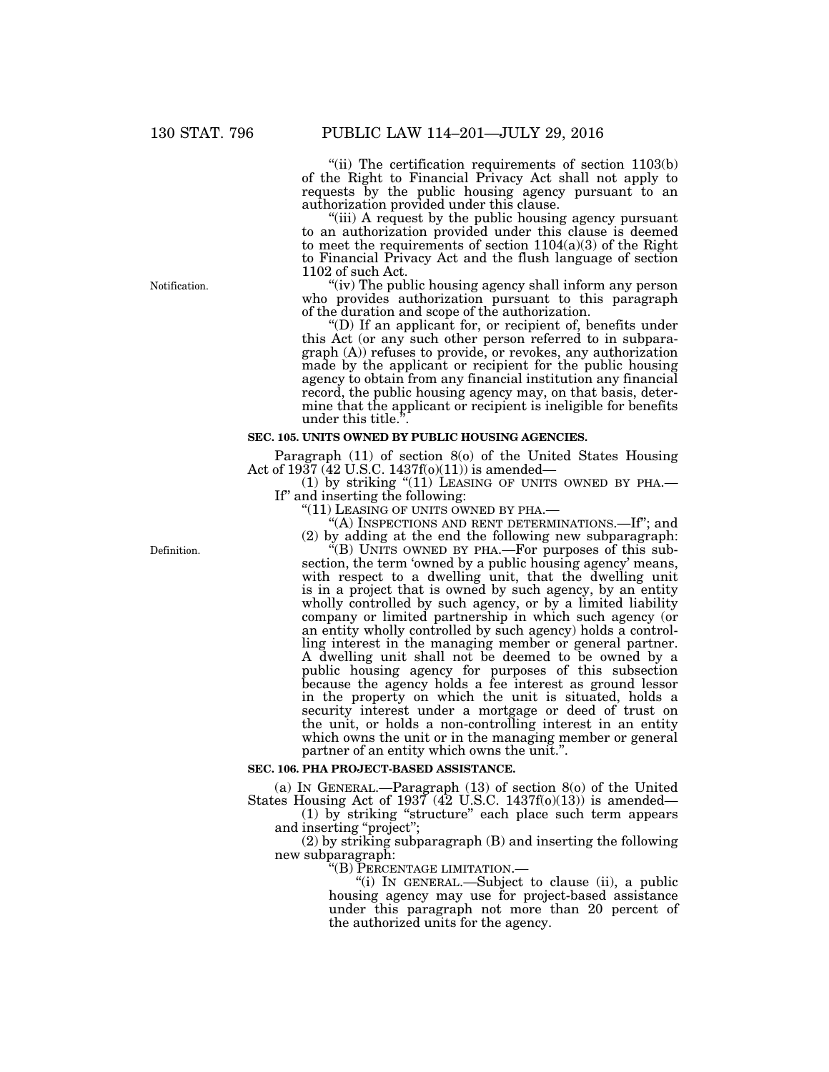"(ii) The certification requirements of section 1103(b) of the Right to Financial Privacy Act shall not apply to requests by the public housing agency pursuant to an authorization provided under this clause.

"(iii) A request by the public housing agency pursuant to an authorization provided under this clause is deemed to meet the requirements of section 1104(a)(3) of the Right to Financial Privacy Act and the flush language of section 1102 of such Act.

Notification.

"(iv) The public housing agency shall inform any person who provides authorization pursuant to this paragraph of the duration and scope of the authorization.

"(D) If an applicant for, or recipient of, benefits under this Act (or any such other person referred to in subparagraph (A)) refuses to provide, or revokes, any authorization made by the applicant or recipient for the public housing agency to obtain from any financial institution any financial record, the public housing agency may, on that basis, determine that the applicant or recipient is ineligible for benefits under this title.".

**SEC. 105. UNITS OWNED BY PUBLIC HOUSING AGENCIES.**

Paragraph (11) of section 8(o) of the United States Housing Act of 1937 (42 U.S.C. 1437f(o)(11)) is amended—

(1) by striking "(11) LEASING OF UNITS OWNED BY PHA.—If" and inserting the following:

"(11) LEASING OF UNITS OWNED BY PHA.—

"(A) INSPECTIONS AND RENT DETERMINATIONS.—If"; and

(2) by adding at the end the following new subparagraph:

Definition.

"(B) UNITS OWNED BY PHA.—For purposes of this subsection, the term 'owned by a public housing agency' means, with respect to a dwelling unit, that the dwelling unit is in a project that is owned by such agency, by an entity wholly controlled by such agency, or by a limited liability company or limited partnership in which such agency (or an entity wholly controlled by such agency) holds a controlling interest in the managing member or general partner. A dwelling unit shall not be deemed to be owned by a public housing agency for purposes of this subsection because the agency holds a fee interest as ground lessor in the property on which the unit is situated, holds a security interest under a mortgage or deed of trust on the unit, or holds a non-controlling interest in an entity which owns the unit or in the managing member or general partner of an entity which owns the unit.".

**SEC. 106. PHA PROJECT-BASED ASSISTANCE.**

(a) IN GENERAL.—Paragraph (13) of section 8(o) of the United States Housing Act of 1937 (42 U.S.C. 1437f(o)(13)) is amended—

(1) by striking "structure" each place such term appears and inserting "project";

(2) by striking subparagraph (B) and inserting the following new subparagraph:

"(B) PERCENTAGE LIMITATION.—

"(i) IN GENERAL.—Subject to clause (ii), a public housing agency may use for project-based assistance under this paragraph not more than 20 percent of the authorized units for the agency.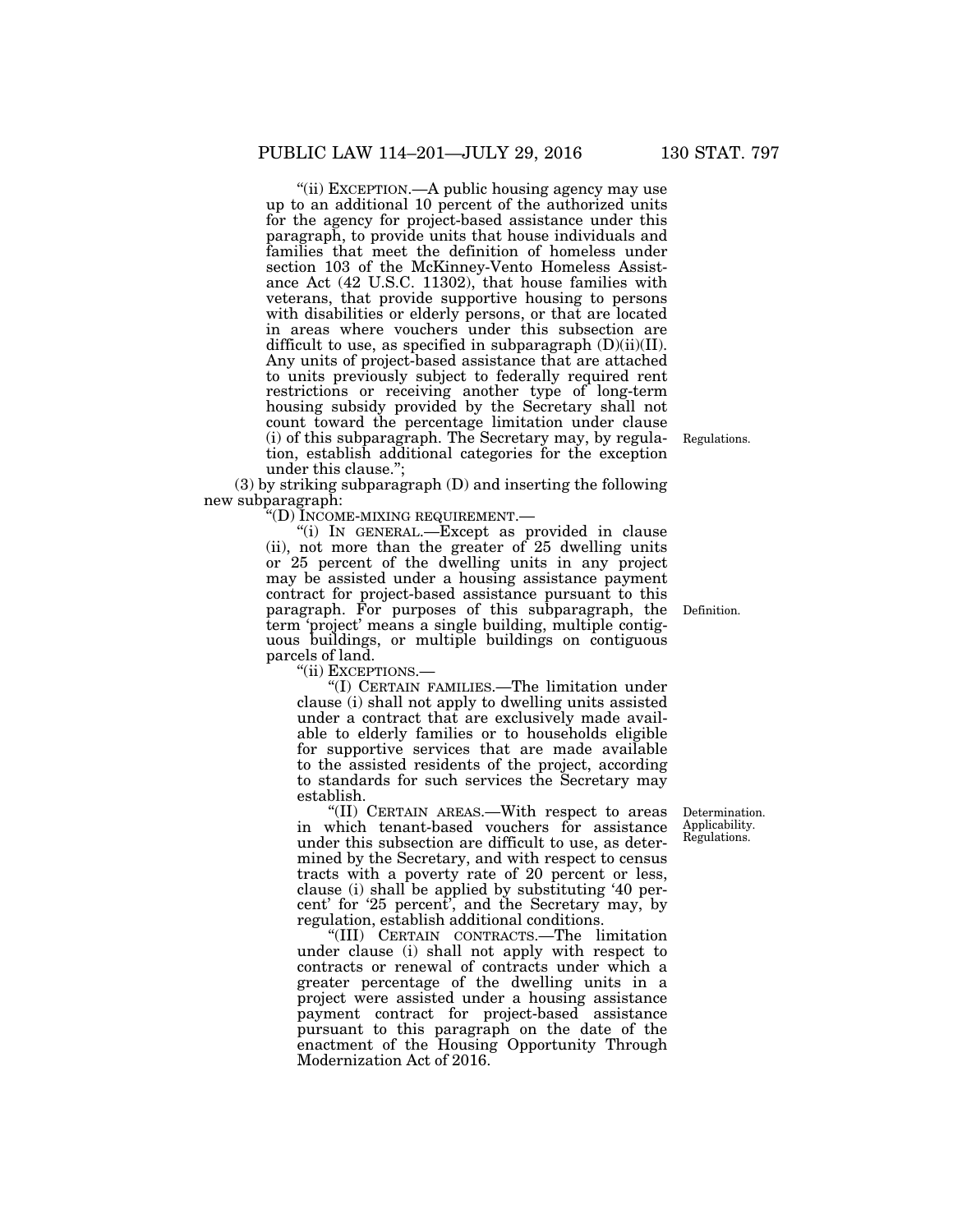"(ii) EXCEPTION.—A public housing agency may use up to an additional 10 percent of the authorized units for the agency for project-based assistance under this paragraph, to provide units that house individuals and families that meet the definition of homeless under section 103 of the McKinney-Vento Homeless Assistance Act (42 U.S.C. 11302), that house families with veterans, that provide supportive housing to persons with disabilities or elderly persons, or that are located in areas where vouchers under this subsection are difficult to use, as specified in subparagraph (D)(ii)(II). Any units of project-based assistance that are attached to units previously subject to federally required rent restrictions or receiving another type of long-term housing subsidy provided by the Secretary shall not count toward the percentage limitation under clause (i) of this subparagraph. The Secretary may, by regulation, establish additional categories for the exception under this clause.";

Regulations.

(3) by striking subparagraph (D) and inserting the following new subparagraph:

"(D) INCOME-MIXING REQUIREMENT.—

"(i) IN GENERAL.—Except as provided in clause (ii), not more than the greater of 25 dwelling units or 25 percent of the dwelling units in any project may be assisted under a housing assistance payment contract for project-based assistance pursuant to this paragraph. For purposes of this subparagraph, the term 'project' means a single building, multiple contiguous buildings, or multiple buildings on contiguous parcels of land.

Definition.

"(ii) EXCEPTIONS.—

"(I) CERTAIN FAMILIES.—The limitation under clause (i) shall not apply to dwelling units assisted under a contract that are exclusively made available to elderly families or to households eligible for supportive services that are made available to the assisted residents of the project, according to standards for such services the Secretary may establish.

"(II) CERTAIN AREAS.—With respect to areas in which tenant-based vouchers for assistance under this subsection are difficult to use, as determined by the Secretary, and with respect to census tracts with a poverty rate of 20 percent or less, clause (i) shall be applied by substituting '40 percent' for '25 percent', and the Secretary may, by regulation, establish additional conditions.

Determination.
Applicability.
Regulations.

"(III) CERTAIN CONTRACTS.—The limitation under clause (i) shall not apply with respect to contracts or renewal of contracts under which a greater percentage of the dwelling units in a project were assisted under a housing assistance payment contract for project-based assistance pursuant to this paragraph on the date of the enactment of the Housing Opportunity Through Modernization Act of 2016.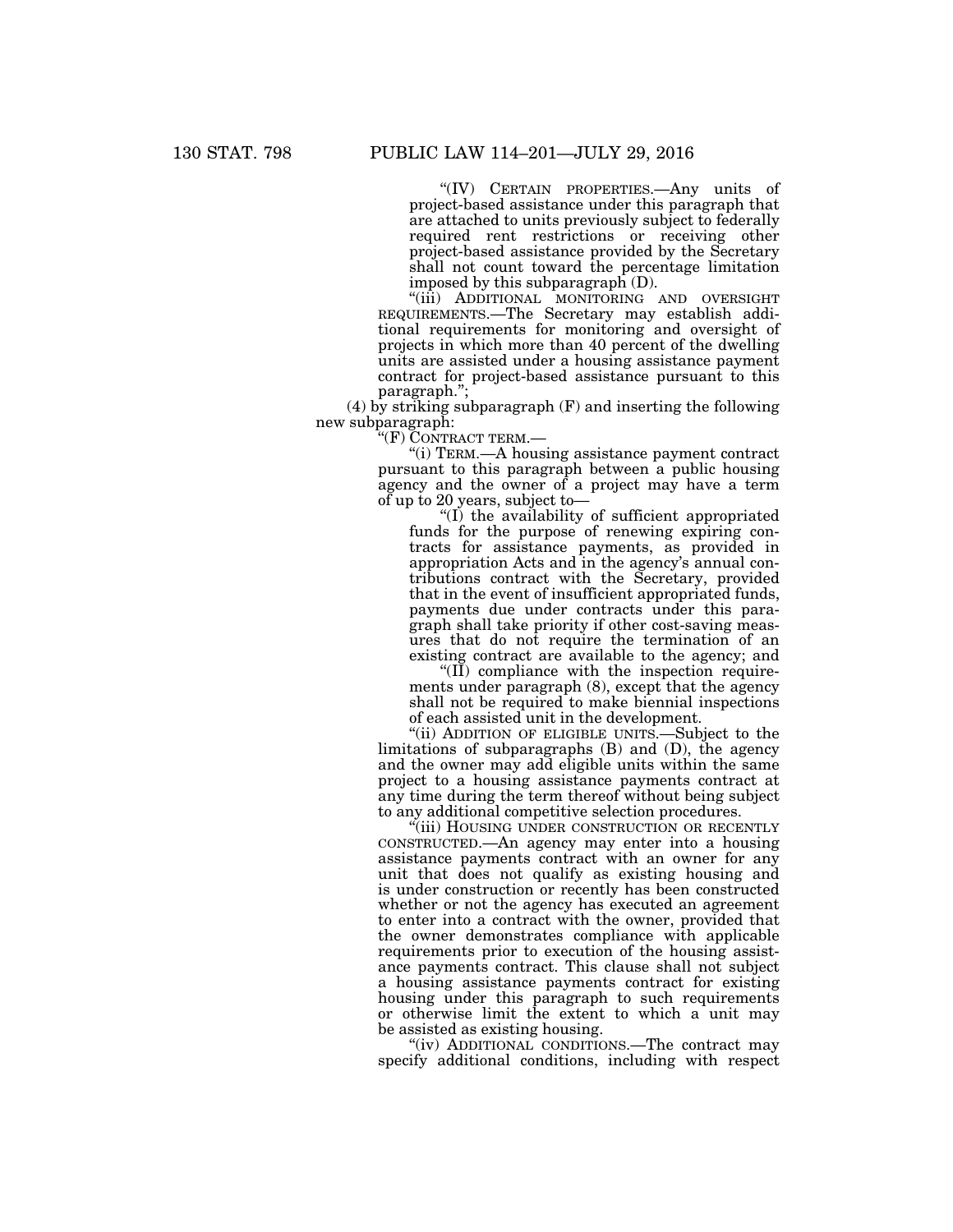"(IV) CERTAIN PROPERTIES.—Any units of project-based assistance under this paragraph that are attached to units previously subject to federally required rent restrictions or receiving other project-based assistance provided by the Secretary shall not count toward the percentage limitation imposed by this subparagraph (D).

"(iii) ADDITIONAL MONITORING AND OVERSIGHT REQUIREMENTS.—The Secretary may establish additional requirements for monitoring and oversight of projects in which more than 40 percent of the dwelling units are assisted under a housing assistance payment contract for project-based assistance pursuant to this paragraph.";

(4) by striking subparagraph (F) and inserting the following new subparagraph:

"(F) CONTRACT TERM.—

"(i) TERM.—A housing assistance payment contract pursuant to this paragraph between a public housing agency and the owner of a project may have a term of up to 20 years, subject to—

"(I) the availability of sufficient appropriated funds for the purpose of renewing expiring contracts for assistance payments, as provided in appropriation Acts and in the agency's annual contributions contract with the Secretary, provided that in the event of insufficient appropriated funds, payments due under contracts under this paragraph shall take priority if other cost-saving measures that do not require the termination of an existing contract are available to the agency; and

"(II) compliance with the inspection requirements under paragraph (8), except that the agency shall not be required to make biennial inspections of each assisted unit in the development.

"(ii) ADDITION OF ELIGIBLE UNITS.—Subject to the limitations of subparagraphs (B) and (D), the agency and the owner may add eligible units within the same project to a housing assistance payments contract at any time during the term thereof without being subject to any additional competitive selection procedures.

"(iii) HOUSING UNDER CONSTRUCTION OR RECENTLY CONSTRUCTED.—An agency may enter into a housing assistance payments contract with an owner for any unit that does not qualify as existing housing and is under construction or recently has been constructed whether or not the agency has executed an agreement to enter into a contract with the owner, provided that the owner demonstrates compliance with applicable requirements prior to execution of the housing assistance payments contract. This clause shall not subject a housing assistance payments contract for existing housing under this paragraph to such requirements or otherwise limit the extent to which a unit may be assisted as existing housing.

"(iv) ADDITIONAL CONDITIONS.—The contract may specify additional conditions, including with respect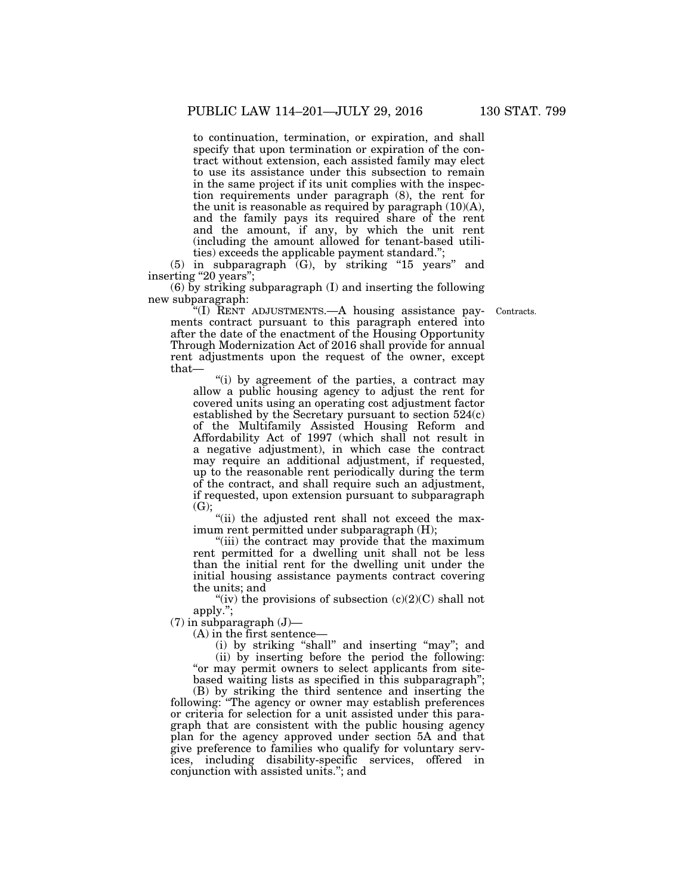to continuation, termination, or expiration, and shall specify that upon termination or expiration of the contract without extension, each assisted family may elect to use its assistance under this subsection to remain in the same project if its unit complies with the inspection requirements under paragraph (8), the rent for the unit is reasonable as required by paragraph (10)(A), and the family pays its required share of the rent and the amount, if any, by which the unit rent (including the amount allowed for tenant-based utilities) exceeds the applicable payment standard.";

(5) in subparagraph (G), by striking "15 years" and inserting "20 years";

(6) by striking subparagraph (I) and inserting the following new subparagraph:

Contracts.

"(I) RENT ADJUSTMENTS.—A housing assistance payments contract pursuant to this paragraph entered into after the date of the enactment of the Housing Opportunity Through Modernization Act of 2016 shall provide for annual rent adjustments upon the request of the owner, except that—

"(i) by agreement of the parties, a contract may allow a public housing agency to adjust the rent for covered units using an operating cost adjustment factor established by the Secretary pursuant to section 524(c) of the Multifamily Assisted Housing Reform and Affordability Act of 1997 (which shall not result in a negative adjustment), in which case the contract may require an additional adjustment, if requested, up to the reasonable rent periodically during the term of the contract, and shall require such an adjustment, if requested, upon extension pursuant to subparagraph (G);

"(ii) the adjusted rent shall not exceed the maximum rent permitted under subparagraph (H);

"(iii) the contract may provide that the maximum rent permitted for a dwelling unit shall not be less than the initial rent for the dwelling unit under the initial housing assistance payments contract covering the units; and

"(iv) the provisions of subsection (c)(2)(C) shall not apply.";

(7) in subparagraph (J)—

(A) in the first sentence—

(i) by striking "shall" and inserting "may"; and

(ii) by inserting before the period the following: "or may permit owners to select applicants from site-based waiting lists as specified in this subparagraph";

(B) by striking the third sentence and inserting the following: "The agency or owner may establish preferences or criteria for selection for a unit assisted under this paragraph that are consistent with the public housing agency plan for the agency approved under section 5A and that give preference to families who qualify for voluntary services, including disability-specific services, offered in conjunction with assisted units."; and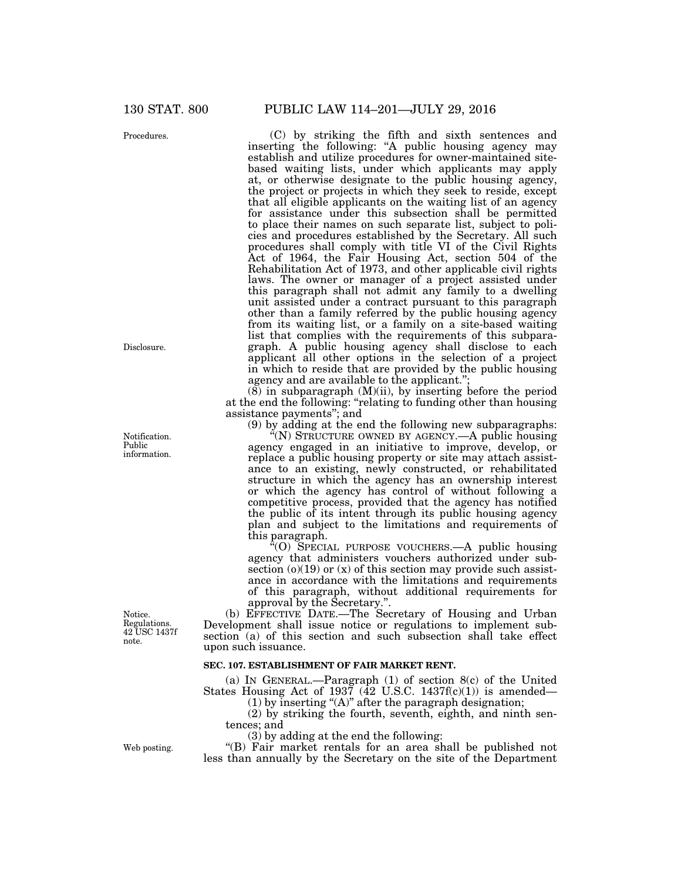(C) by striking the fifth and sixth sentences and inserting the following: "A public housing agency may establish and utilize procedures for owner-maintained site-based waiting lists, under which applicants may apply at, or otherwise designate to the public housing agency, the project or projects in which they seek to reside, except that all eligible applicants on the waiting list of an agency for assistance under this subsection shall be permitted to place their names on such separate list, subject to policies and procedures established by the Secretary. All such procedures shall comply with title VI of the Civil Rights Act of 1964, the Fair Housing Act, section 504 of the Rehabilitation Act of 1973, and other applicable civil rights laws. The owner or manager of a project assisted under this paragraph shall not admit any family to a dwelling unit assisted under a contract pursuant to this paragraph other than a family referred by the public housing agency from its waiting list, or a family on a site-based waiting list that complies with the requirements of this subparagraph. A public housing agency shall disclose to each applicant all other options in the selection of a project in which to reside that are provided by the public housing agency and are available to the applicant.";

(8) in subparagraph (M)(ii), by inserting before the period at the end the following: "relating to funding other than housing assistance payments"; and

(9) by adding at the end the following new subparagraphs:

"(N) STRUCTURE OWNED BY AGENCY.—A public housing agency engaged in an initiative to improve, develop, or replace a public housing property or site may attach assistance to an existing, newly constructed, or rehabilitated structure in which the agency has an ownership interest or which the agency has control of without following a competitive process, provided that the agency has notified the public of its intent through its public housing agency plan and subject to the limitations and requirements of this paragraph.

"(O) SPECIAL PURPOSE VOUCHERS.—A public housing agency that administers vouchers authorized under subsection (o)(19) or (x) of this section may provide such assistance in accordance with the limitations and requirements of this paragraph, without additional requirements for approval by the Secretary.".

(b) EFFECTIVE DATE.—The Secretary of Housing and Urban Development shall issue notice or regulations to implement subsection (a) of this section and such subsection shall take effect upon such issuance.

### SEC. 107. ESTABLISHMENT OF FAIR MARKET RENT.

(a) IN GENERAL.—Paragraph (1) of section 8(c) of the United States Housing Act of 1937 (42 U.S.C. 1437f(c)(1)) is amended—

(1) by inserting "(A)" after the paragraph designation;

(2) by striking the fourth, seventh, eighth, and ninth sentences; and

(3) by adding at the end the following:

"(B) Fair market rentals for an area shall be published not less than annually by the Secretary on the site of the Department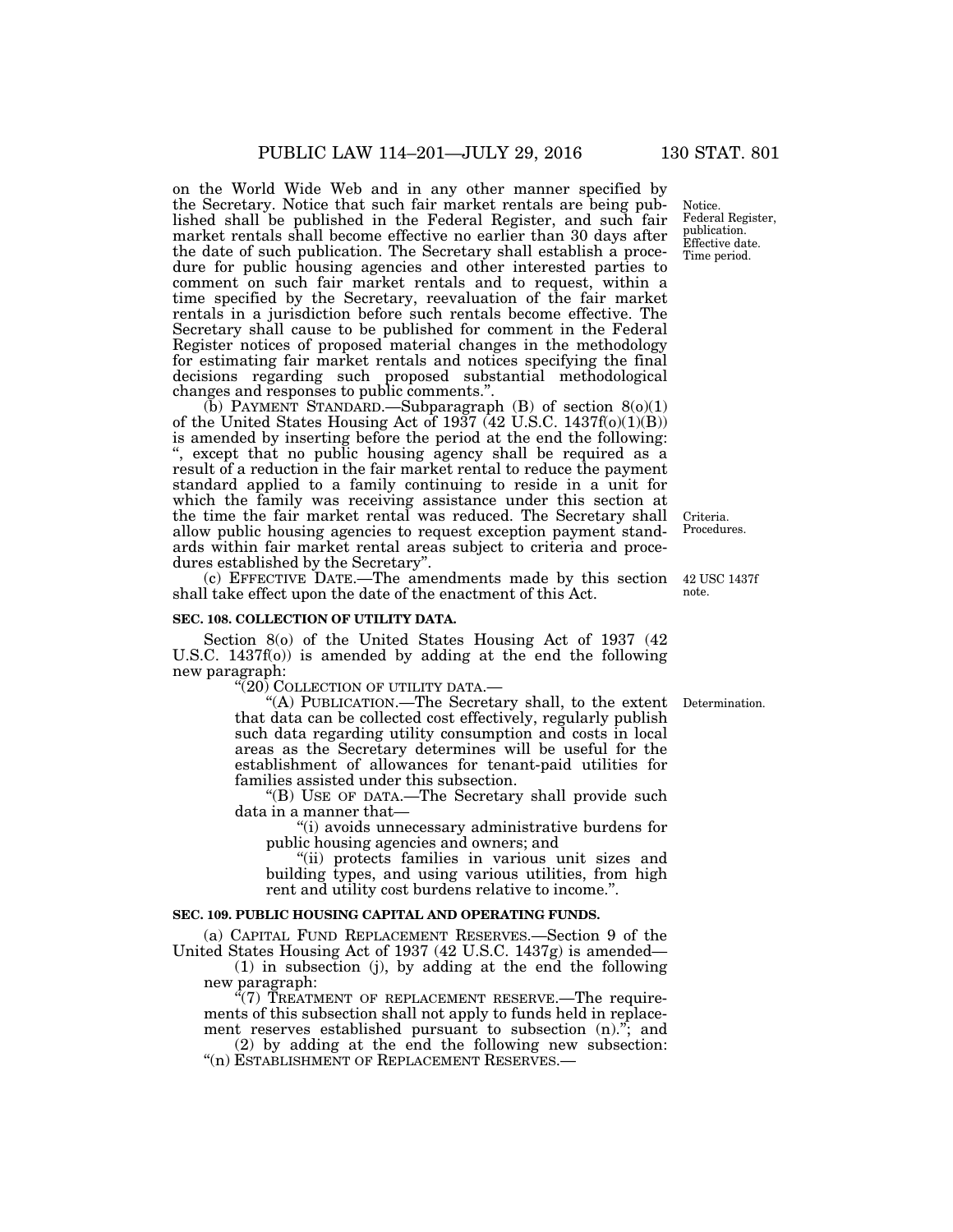on the World Wide Web and in any other manner specified by the Secretary. Notice that such fair market rentals are being published shall be published in the Federal Register, and such fair market rentals shall become effective no earlier than 30 days after the date of such publication. The Secretary shall establish a procedure for public housing agencies and other interested parties to comment on such fair market rentals and to request, within a time specified by the Secretary, reevaluation of the fair market rentals in a jurisdiction before such rentals become effective. The Secretary shall cause to be published for comment in the Federal Register notices of proposed material changes in the methodology for estimating fair market rentals and notices specifying the final decisions regarding such proposed substantial methodological changes and responses to public comments.".

Notice. Federal Register, publication. Effective date. Time period.

(b) PAYMENT STANDARD.—Subparagraph (B) of section 8(o)(1) of the United States Housing Act of 1937 (42 U.S.C. 1437f(o)(1)(B)) is amended by inserting before the period at the end the following: ", except that no public housing agency shall be required as a result of a reduction in the fair market rental to reduce the payment standard applied to a family continuing to reside in a unit for which the family was receiving assistance under this section at the time the fair market rental was reduced. The Secretary shall allow public housing agencies to request exception payment standards within fair market rental areas subject to criteria and procedures established by the Secretary".

Criteria. Procedures.

(c) EFFECTIVE DATE.—The amendments made by this section shall take effect upon the date of the enactment of this Act.

42 USC 1437f note.

**SEC. 108. COLLECTION OF UTILITY DATA.**

Section 8(o) of the United States Housing Act of 1937 (42 U.S.C. 1437f(o)) is amended by adding at the end the following new paragraph:

"(20) COLLECTION OF UTILITY DATA.—

"(A) PUBLICATION.—The Secretary shall, to the extent that data can be collected cost effectively, regularly publish such data regarding utility consumption and costs in local areas as the Secretary determines will be useful for the establishment of allowances for tenant-paid utilities for families assisted under this subsection.

Determination.

"(B) USE OF DATA.—The Secretary shall provide such data in a manner that—

"(i) avoids unnecessary administrative burdens for public housing agencies and owners; and

"(ii) protects families in various unit sizes and building types, and using various utilities, from high rent and utility cost burdens relative to income.".

**SEC. 109. PUBLIC HOUSING CAPITAL AND OPERATING FUNDS.**

(a) CAPITAL FUND REPLACEMENT RESERVES.—Section 9 of the United States Housing Act of 1937 (42 U.S.C. 1437g) is amended—

(1) in subsection (j), by adding at the end the following new paragraph:

"(7) TREATMENT OF REPLACEMENT RESERVE.—The requirements of this subsection shall not apply to funds held in replacement reserves established pursuant to subsection (n)."; and

(2) by adding at the end the following new subsection:

"(n) ESTABLISHMENT OF REPLACEMENT RESERVES.—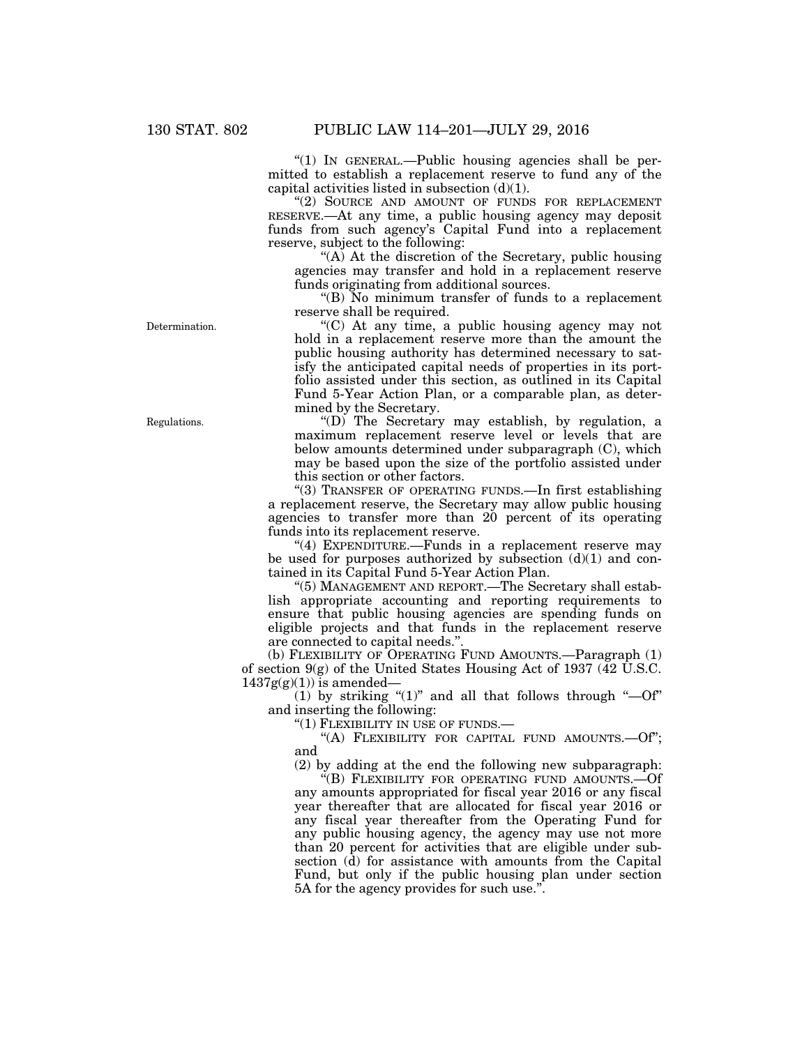"(1) IN GENERAL.—Public housing agencies shall be permitted to establish a replacement reserve to fund any of the capital activities listed in subsection (d)(1).

"(2) SOURCE AND AMOUNT OF FUNDS FOR REPLACEMENT RESERVE.—At any time, a public housing agency may deposit funds from such agency's Capital Fund into a replacement reserve, subject to the following:

"(A) At the discretion of the Secretary, public housing agencies may transfer and hold in a replacement reserve funds originating from additional sources.

"(B) No minimum transfer of funds to a replacement reserve shall be required.

Determination.

"(C) At any time, a public housing agency may not hold in a replacement reserve more than the amount the public housing authority has determined necessary to satisfy the anticipated capital needs of properties in its portfolio assisted under this section, as outlined in its Capital Fund 5-Year Action Plan, or a comparable plan, as determined by the Secretary.

Regulations.

"(D) The Secretary may establish, by regulation, a maximum replacement reserve level or levels that are below amounts determined under subparagraph (C), which may be based upon the size of the portfolio assisted under this section or other factors.

"(3) TRANSFER OF OPERATING FUNDS.—In first establishing a replacement reserve, the Secretary may allow public housing agencies to transfer more than 20 percent of its operating funds into its replacement reserve.

"(4) EXPENDITURE.—Funds in a replacement reserve may be used for purposes authorized by subsection (d)(1) and contained in its Capital Fund 5-Year Action Plan.

"(5) MANAGEMENT AND REPORT.—The Secretary shall establish appropriate accounting and reporting requirements to ensure that public housing agencies are spending funds on eligible projects and that funds in the replacement reserve are connected to capital needs.".

(b) FLEXIBILITY OF OPERATING FUND AMOUNTS.—Paragraph (1) of section 9(g) of the United States Housing Act of 1937 (42 U.S.C. 1437g(g)(1)) is amended—

(1) by striking "(1)" and all that follows through "—Of" and inserting the following:

"(1) FLEXIBILITY IN USE OF FUNDS.—

"(A) FLEXIBILITY FOR CAPITAL FUND AMOUNTS.—Of"; and

(2) by adding at the end the following new subparagraph:

"(B) FLEXIBILITY FOR OPERATING FUND AMOUNTS.—Of any amounts appropriated for fiscal year 2016 or any fiscal year thereafter that are allocated for fiscal year 2016 or any fiscal year thereafter from the Operating Fund for any public housing agency, the agency may use not more than 20 percent for activities that are eligible under subsection (d) for assistance with amounts from the Capital Fund, but only if the public housing plan under section 5A for the agency provides for such use.".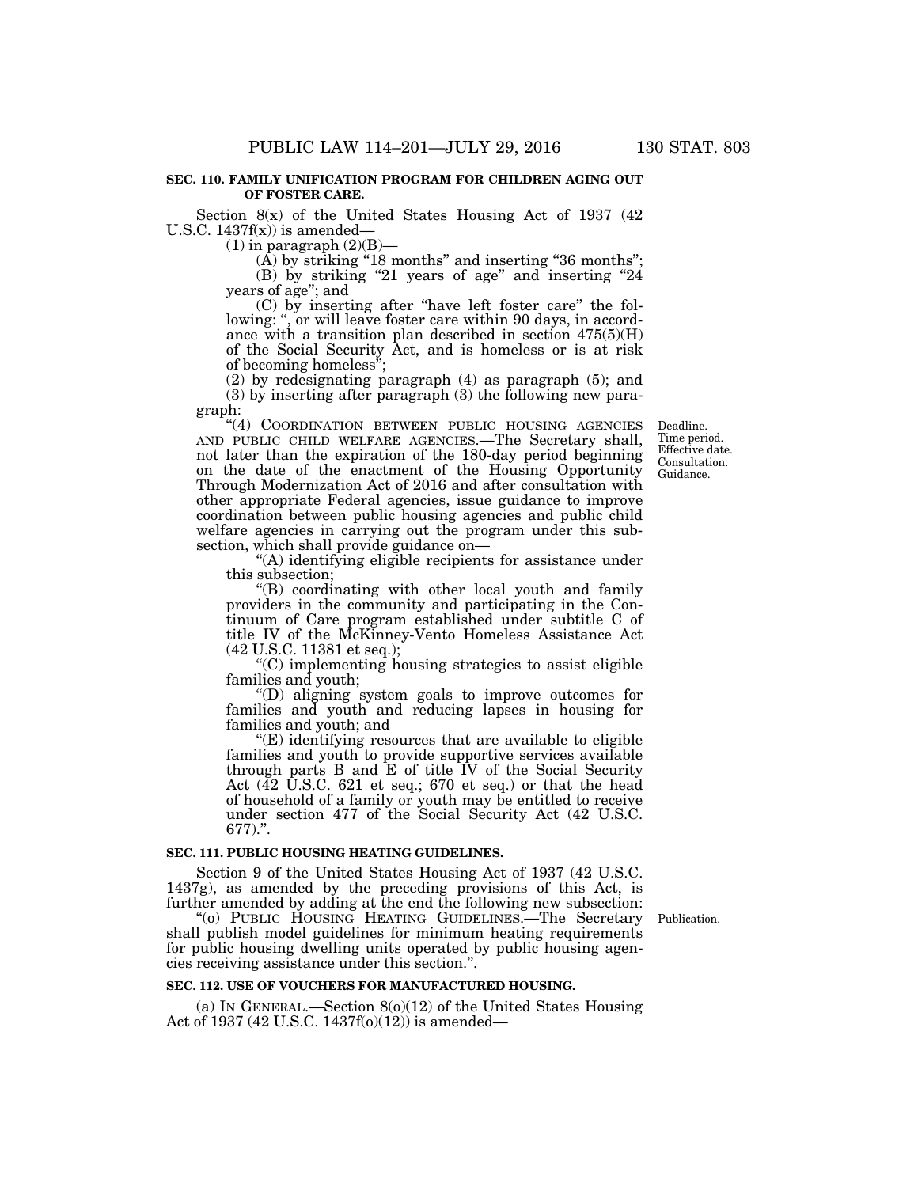**SEC. 110. FAMILY UNIFICATION PROGRAM FOR CHILDREN AGING OUT OF FOSTER CARE.**

Section 8(x) of the United States Housing Act of 1937 (42 U.S.C. 1437f(x)) is amended—

(1) in paragraph (2)(B)—

(A) by striking "18 months" and inserting "36 months";

(B) by striking "21 years of age" and inserting "24 years of age"; and

(C) by inserting after "have left foster care" the following: ", or will leave foster care within 90 days, in accordance with a transition plan described in section 475(5)(H) of the Social Security Act, and is homeless or is at risk of becoming homeless";

(2) by redesignating paragraph (4) as paragraph (5); and

(3) by inserting after paragraph (3) the following new paragraph:

"(4) COORDINATION BETWEEN PUBLIC HOUSING AGENCIES AND PUBLIC CHILD WELFARE AGENCIES.—The Secretary shall, not later than the expiration of the 180-day period beginning on the date of the enactment of the Housing Opportunity Through Modernization Act of 2016 and after consultation with other appropriate Federal agencies, issue guidance to improve coordination between public housing agencies and public child welfare agencies in carrying out the program under this subsection, which shall provide guidance on—

Deadline. Time period. Effective date. Consultation. Guidance.

"(A) identifying eligible recipients for assistance under this subsection;

"(B) coordinating with other local youth and family providers in the community and participating in the Continuum of Care program established under subtitle C of title IV of the McKinney-Vento Homeless Assistance Act (42 U.S.C. 11381 et seq.);

"(C) implementing housing strategies to assist eligible families and youth;

"(D) aligning system goals to improve outcomes for families and youth and reducing lapses in housing for families and youth; and

"(E) identifying resources that are available to eligible families and youth to provide supportive services available through parts B and E of title IV of the Social Security Act (42 U.S.C. 621 et seq.; 670 et seq.) or that the head of household of a family or youth may be entitled to receive under section 477 of the Social Security Act (42 U.S.C. 677).".

**SEC. 111. PUBLIC HOUSING HEATING GUIDELINES.**

Section 9 of the United States Housing Act of 1937 (42 U.S.C. 1437g), as amended by the preceding provisions of this Act, is further amended by adding at the end the following new subsection:

"(o) PUBLIC HOUSING HEATING GUIDELINES.—The Secretary shall publish model guidelines for minimum heating requirements for public housing dwelling units operated by public housing agencies receiving assistance under this section.".

Publication.

**SEC. 112. USE OF VOUCHERS FOR MANUFACTURED HOUSING.**

(a) IN GENERAL.—Section 8(o)(12) of the United States Housing Act of 1937 (42 U.S.C. 1437f(o)(12)) is amended—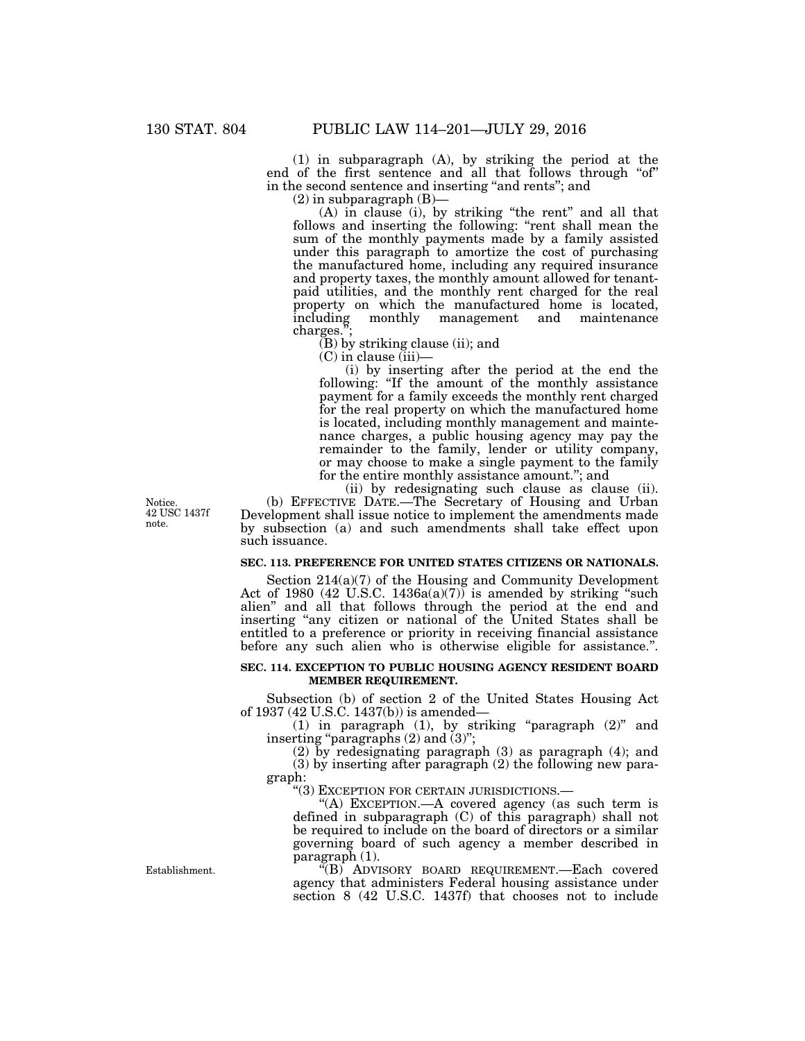(1) in subparagraph (A), by striking the period at the end of the first sentence and all that follows through "of" in the second sentence and inserting "and rents"; and

(2) in subparagraph (B)—

(A) in clause (i), by striking "the rent" and all that follows and inserting the following: "rent shall mean the sum of the monthly payments made by a family assisted under this paragraph to amortize the cost of purchasing the manufactured home, including any required insurance and property taxes, the monthly amount allowed for tenant-paid utilities, and the monthly rent charged for the real property on which the manufactured home is located, including monthly management and maintenance charges.";

(B) by striking clause (ii); and

(C) in clause (iii)—

(i) by inserting after the period at the end the following: "If the amount of the monthly assistance payment for a family exceeds the monthly rent charged for the real property on which the manufactured home is located, including monthly management and maintenance charges, a public housing agency may pay the remainder to the family, lender or utility company, or may choose to make a single payment to the family for the entire monthly assistance amount."; and

(ii) by redesignating such clause as clause (ii).

Notice. 42 USC 1437f note.

(b) EFFECTIVE DATE.—The Secretary of Housing and Urban Development shall issue notice to implement the amendments made by subsection (a) and such amendments shall take effect upon such issuance.

**SEC. 113. PREFERENCE FOR UNITED STATES CITIZENS OR NATIONALS.**

Section 214(a)(7) of the Housing and Community Development Act of 1980 (42 U.S.C. 1436a(a)(7)) is amended by striking "such alien" and all that follows through the period at the end and inserting "any citizen or national of the United States shall be entitled to a preference or priority in receiving financial assistance before any such alien who is otherwise eligible for assistance.".

**SEC. 114. EXCEPTION TO PUBLIC HOUSING AGENCY RESIDENT BOARD MEMBER REQUIREMENT.**

Subsection (b) of section 2 of the United States Housing Act of 1937 (42 U.S.C. 1437(b)) is amended—

(1) in paragraph (1), by striking "paragraph (2)" and inserting "paragraphs (2) and (3)";

(2) by redesignating paragraph (3) as paragraph (4); and

(3) by inserting after paragraph (2) the following new paragraph:

"(3) EXCEPTION FOR CERTAIN JURISDICTIONS.—

"(A) EXCEPTION.—A covered agency (as such term is defined in subparagraph (C) of this paragraph) shall not be required to include on the board of directors or a similar governing board of such agency a member described in paragraph (1).

Establishment.

"(B) ADVISORY BOARD REQUIREMENT.—Each covered agency that administers Federal housing assistance under section 8 (42 U.S.C. 1437f) that chooses not to include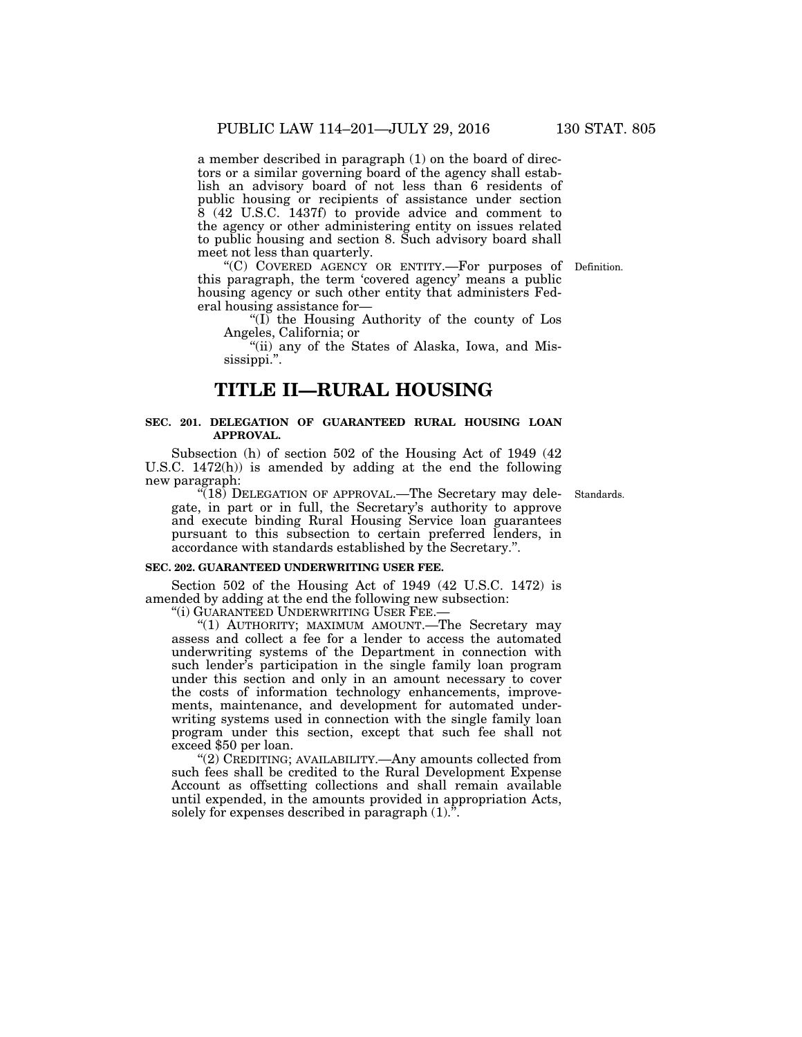a member described in paragraph (1) on the board of directors or a similar governing board of the agency shall establish an advisory board of not less than 6 residents of public housing or recipients of assistance under section 8 (42 U.S.C. 1437f) to provide advice and comment to the agency or other administering entity on issues related to public housing and section 8. Such advisory board shall meet not less than quarterly.

Definition.

"(C) COVERED AGENCY OR ENTITY.—For purposes of this paragraph, the term 'covered agency' means a public housing agency or such other entity that administers Federal housing assistance for—

"(I) the Housing Authority of the county of Los Angeles, California; or

"(ii) any of the States of Alaska, Iowa, and Mississippi.".

# TITLE II—RURAL HOUSING

**SEC. 201. DELEGATION OF GUARANTEED RURAL HOUSING LOAN APPROVAL.**

Subsection (h) of section 502 of the Housing Act of 1949 (42 U.S.C. 1472(h)) is amended by adding at the end the following new paragraph:

Standards.

"(18) DELEGATION OF APPROVAL.—The Secretary may delegate, in part or in full, the Secretary's authority to approve and execute binding Rural Housing Service loan guarantees pursuant to this subsection to certain preferred lenders, in accordance with standards established by the Secretary.".

**SEC. 202. GUARANTEED UNDERWRITING USER FEE.**

Section 502 of the Housing Act of 1949 (42 U.S.C. 1472) is amended by adding at the end the following new subsection:

"(i) GUARANTEED UNDERWRITING USER FEE.—

"(1) AUTHORITY; MAXIMUM AMOUNT.—The Secretary may assess and collect a fee for a lender to access the automated underwriting systems of the Department in connection with such lender's participation in the single family loan program under this section and only in an amount necessary to cover the costs of information technology enhancements, improvements, maintenance, and development for automated underwriting systems used in connection with the single family loan program under this section, except that such fee shall not exceed $50 per loan.

"(2) CREDITING; AVAILABILITY.—Any amounts collected from such fees shall be credited to the Rural Development Expense Account as offsetting collections and shall remain available until expended, in the amounts provided in appropriation Acts, solely for expenses described in paragraph (1).".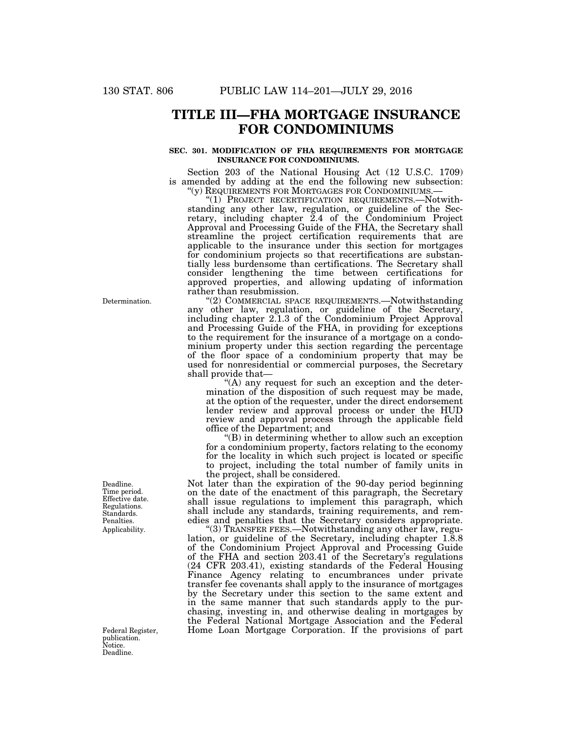# TITLE III—FHA MORTGAGE INSURANCE FOR CONDOMINIUMS

## SEC. 301. MODIFICATION OF FHA REQUIREMENTS FOR MORTGAGE INSURANCE FOR CONDOMINIUMS.

Section 203 of the National Housing Act (12 U.S.C. 1709) is amended by adding at the end the following new subsection:

"(y) REQUIREMENTS FOR MORTGAGES FOR CONDOMINIUMS.—

"(1) PROJECT RECERTIFICATION REQUIREMENTS.—Notwithstanding any other law, regulation, or guideline of the Secretary, including chapter 2.4 of the Condominium Project Approval and Processing Guide of the FHA, the Secretary shall streamline the project certification requirements that are applicable to the insurance under this section for mortgages for condominium projects so that recertifications are substantially less burdensome than certifications. The Secretary shall consider lengthening the time between certifications for approved properties, and allowing updating of information rather than resubmission.

Determination.

"(2) COMMERCIAL SPACE REQUIREMENTS.—Notwithstanding any other law, regulation, or guideline of the Secretary, including chapter 2.1.3 of the Condominium Project Approval and Processing Guide of the FHA, in providing for exceptions to the requirement for the insurance of a mortgage on a condominium property under this section regarding the percentage of the floor space of a condominium property that may be used for nonresidential or commercial purposes, the Secretary shall provide that—

"(A) any request for such an exception and the determination of the disposition of such request may be made, at the option of the requester, under the direct endorsement lender review and approval process or under the HUD review and approval process through the applicable field office of the Department; and

"(B) in determining whether to allow such an exception for a condominium property, factors relating to the economy for the locality in which such project is located or specific to project, including the total number of family units in the project, shall be considered.

Deadline. Time period. Effective date. Regulations. Standards. Penalties.

Not later than the expiration of the 90-day period beginning on the date of the enactment of this paragraph, the Secretary shall issue regulations to implement this paragraph, which shall include any standards, training requirements, and remedies and penalties that the Secretary considers appropriate.

Applicability.

"(3) TRANSFER FEES.—Notwithstanding any other law, regulation, or guideline of the Secretary, including chapter 1.8.8 of the Condominium Project Approval and Processing Guide of the FHA and section 203.41 of the Secretary's regulations (24 CFR 203.41), existing standards of the Federal Housing Finance Agency relating to encumbrances under private transfer fee covenants shall apply to the insurance of mortgages by the Secretary under this section to the same extent and in the same manner that such standards apply to the purchasing, investing in, and otherwise dealing in mortgages by the Federal National Mortgage Association and the Federal Home Loan Mortgage Corporation. If the provisions of part

Federal Register, publication. Notice. Deadline.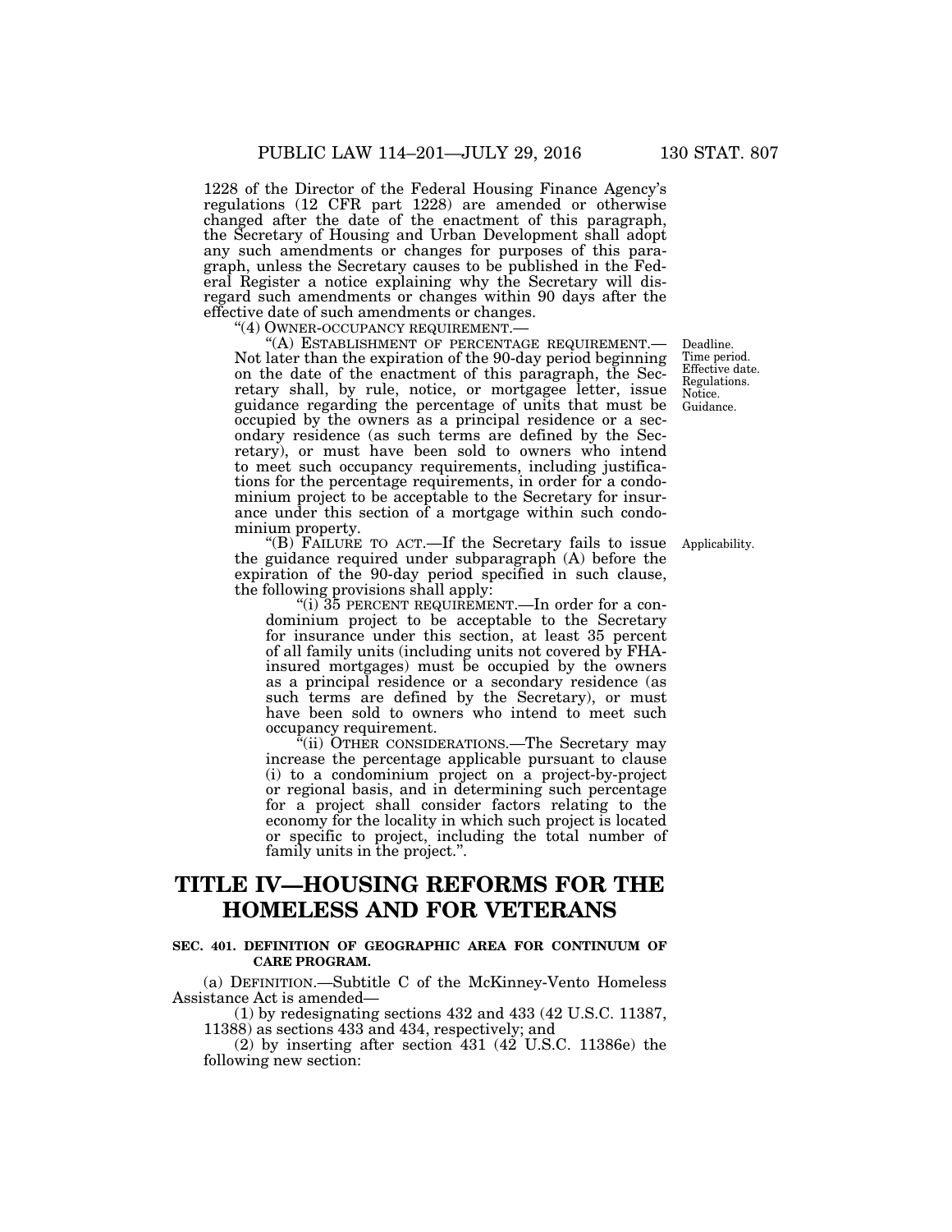1228 of the Director of the Federal Housing Finance Agency's regulations (12 CFR part 1228) are amended or otherwise changed after the date of the enactment of this paragraph, the Secretary of Housing and Urban Development shall adopt any such amendments or changes for purposes of this paragraph, unless the Secretary causes to be published in the Federal Register a notice explaining why the Secretary will disregard such amendments or changes within 90 days after the effective date of such amendments or changes.

"(4) OWNER-OCCUPANCY REQUIREMENT.—

"(A) ESTABLISHMENT OF PERCENTAGE REQUIREMENT.— Not later than the expiration of the 90-day period beginning on the date of the enactment of this paragraph, the Secretary shall, by rule, notice, or mortgagee letter, issue guidance regarding the percentage of units that must be occupied by the owners as a principal residence or a secondary residence (as such terms are defined by the Secretary), or must have been sold to owners who intend to meet such occupancy requirements, including justifications for the percentage requirements, in order for a condominium project to be acceptable to the Secretary for insurance under this section of a mortgage within such condominium property.

Deadline. Time period. Effective date. Regulations. Notice. Guidance.

"(B) FAILURE TO ACT.—If the Secretary fails to issue the guidance required under subparagraph (A) before the expiration of the 90-day period specified in such clause, the following provisions shall apply:

Applicability.

"(i) 35 PERCENT REQUIREMENT.—In order for a condominium project to be acceptable to the Secretary for insurance under this section, at least 35 percent of all family units (including units not covered by FHA-insured mortgages) must be occupied by the owners as a principal residence or a secondary residence (as such terms are defined by the Secretary), or must have been sold to owners who intend to meet such occupancy requirement.

"(ii) OTHER CONSIDERATIONS.—The Secretary may increase the percentage applicable pursuant to clause (i) to a condominium project on a project-by-project or regional basis, and in determining such percentage for a project shall consider factors relating to the economy for the locality in which such project is located or specific to project, including the total number of family units in the project.".

# TITLE IV—HOUSING REFORMS FOR THE HOMELESS AND FOR VETERANS

## SEC. 401. DEFINITION OF GEOGRAPHIC AREA FOR CONTINUUM OF CARE PROGRAM.

(a) DEFINITION.—Subtitle C of the McKinney-Vento Homeless Assistance Act is amended—

(1) by redesignating sections 432 and 433 (42 U.S.C. 11387, 11388) as sections 433 and 434, respectively; and

(2) by inserting after section 431 (42 U.S.C. 11386e) the following new section: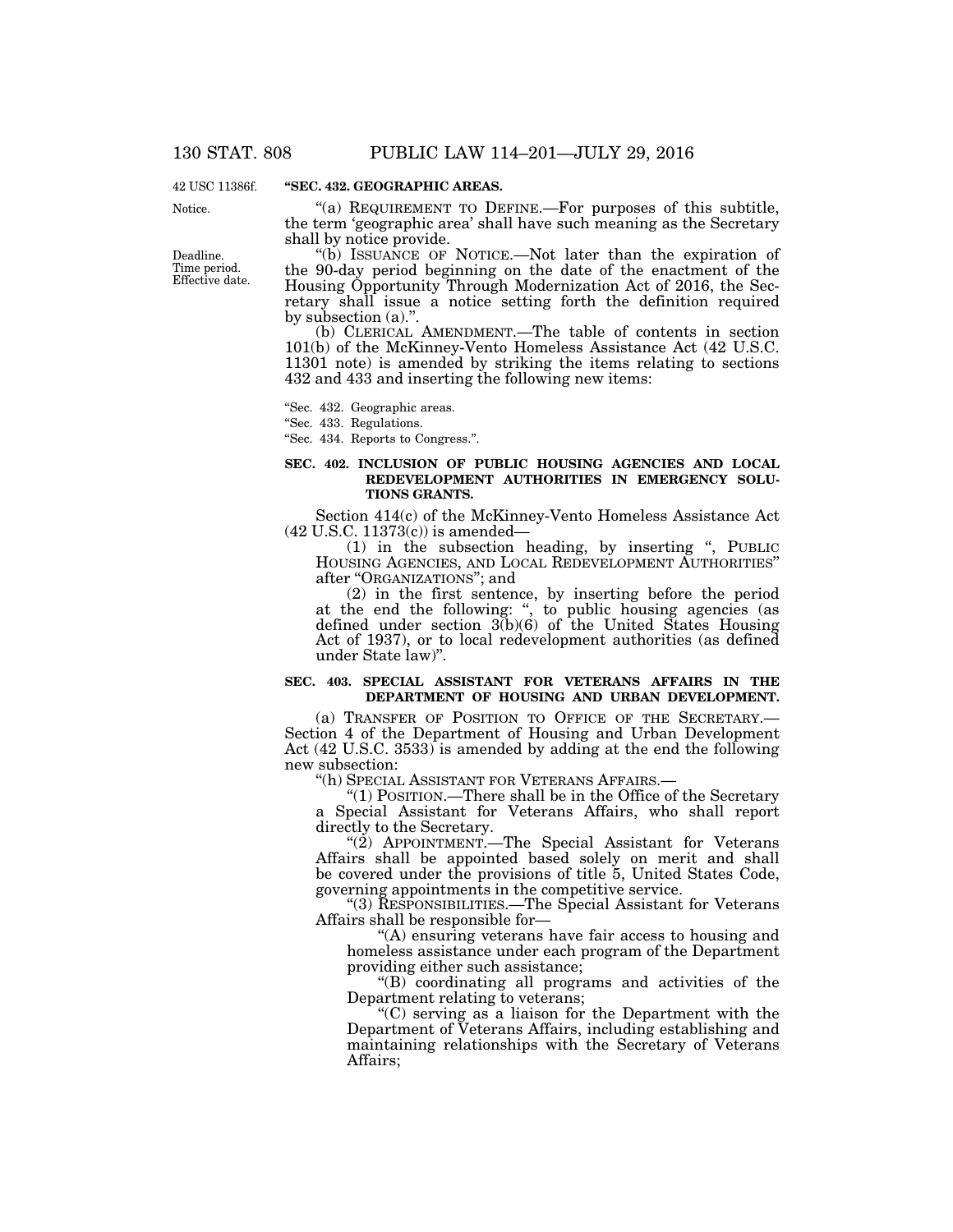42 USC 11386f.

**"SEC. 432. GEOGRAPHIC AREAS.**

Notice.

"(a) REQUIREMENT TO DEFINE.—For purposes of this subtitle, the term 'geographic area' shall have such meaning as the Secretary shall by notice provide.

Deadline. Time period. Effective date.

"(b) ISSUANCE OF NOTICE.—Not later than the expiration of the 90-day period beginning on the date of the enactment of the Housing Opportunity Through Modernization Act of 2016, the Secretary shall issue a notice setting forth the definition required by subsection (a).".

(b) CLERICAL AMENDMENT.—The table of contents in section 101(b) of the McKinney-Vento Homeless Assistance Act (42 U.S.C. 11301 note) is amended by striking the items relating to sections 432 and 433 and inserting the following new items:

"Sec. 432. Geographic areas.
"Sec. 433. Regulations.
"Sec. 434. Reports to Congress.".

**SEC. 402. INCLUSION OF PUBLIC HOUSING AGENCIES AND LOCAL REDEVELOPMENT AUTHORITIES IN EMERGENCY SOLUTIONS GRANTS.**

Section 414(c) of the McKinney-Vento Homeless Assistance Act (42 U.S.C. 11373(c)) is amended—

(1) in the subsection heading, by inserting ", PUBLIC HOUSING AGENCIES, AND LOCAL REDEVELOPMENT AUTHORITIES" after "ORGANIZATIONS"; and

(2) in the first sentence, by inserting before the period at the end the following: ", to public housing agencies (as defined under section 3(b)(6) of the United States Housing Act of 1937), or to local redevelopment authorities (as defined under State law)".

**SEC. 403. SPECIAL ASSISTANT FOR VETERANS AFFAIRS IN THE DEPARTMENT OF HOUSING AND URBAN DEVELOPMENT.**

(a) TRANSFER OF POSITION TO OFFICE OF THE SECRETARY.—Section 4 of the Department of Housing and Urban Development Act (42 U.S.C. 3533) is amended by adding at the end the following new subsection:

"(h) SPECIAL ASSISTANT FOR VETERANS AFFAIRS.—

"(1) POSITION.—There shall be in the Office of the Secretary a Special Assistant for Veterans Affairs, who shall report directly to the Secretary.

"(2) APPOINTMENT.—The Special Assistant for Veterans Affairs shall be appointed based solely on merit and shall be covered under the provisions of title 5, United States Code, governing appointments in the competitive service.

"(3) RESPONSIBILITIES.—The Special Assistant for Veterans Affairs shall be responsible for—

"(A) ensuring veterans have fair access to housing and homeless assistance under each program of the Department providing either such assistance;

"(B) coordinating all programs and activities of the Department relating to veterans;

"(C) serving as a liaison for the Department with the Department of Veterans Affairs, including establishing and maintaining relationships with the Secretary of Veterans Affairs;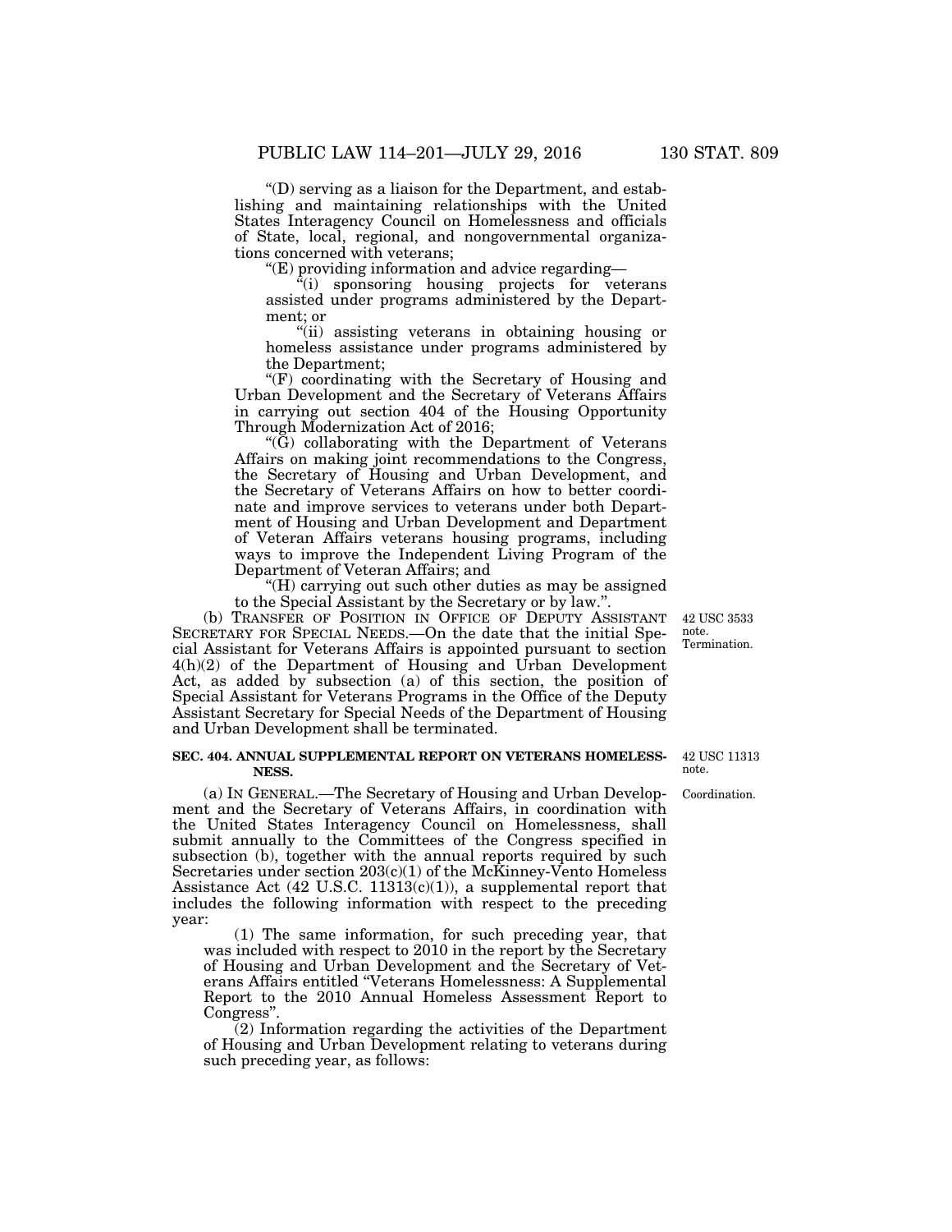"(D) serving as a liaison for the Department, and establishing and maintaining relationships with the United States Interagency Council on Homelessness and officials of State, local, regional, and nongovernmental organizations concerned with veterans;

"(E) providing information and advice regarding—

"(i) sponsoring housing projects for veterans assisted under programs administered by the Department; or

"(ii) assisting veterans in obtaining housing or homeless assistance under programs administered by the Department;

"(F) coordinating with the Secretary of Housing and Urban Development and the Secretary of Veterans Affairs in carrying out section 404 of the Housing Opportunity Through Modernization Act of 2016;

"(G) collaborating with the Department of Veterans Affairs on making joint recommendations to the Congress, the Secretary of Housing and Urban Development, and the Secretary of Veterans Affairs on how to better coordinate and improve services to veterans under both Department of Housing and Urban Development and Department of Veteran Affairs veterans housing programs, including ways to improve the Independent Living Program of the Department of Veteran Affairs; and

"(H) carrying out such other duties as may be assigned to the Special Assistant by the Secretary or by law.".

42 USC 3533 note. Termination.

(b) TRANSFER OF POSITION IN OFFICE OF DEPUTY ASSISTANT SECRETARY FOR SPECIAL NEEDS.—On the date that the initial Special Assistant for Veterans Affairs is appointed pursuant to section 4(h)(2) of the Department of Housing and Urban Development Act, as added by subsection (a) of this section, the position of Special Assistant for Veterans Programs in the Office of the Deputy Assistant Secretary for Special Needs of the Department of Housing and Urban Development shall be terminated.

42 USC 11313 note.

**SEC. 404. ANNUAL SUPPLEMENTAL REPORT ON VETERANS HOMELESSNESS.**

Coordination.

(a) IN GENERAL.—The Secretary of Housing and Urban Development and the Secretary of Veterans Affairs, in coordination with the United States Interagency Council on Homelessness, shall submit annually to the Committees of the Congress specified in subsection (b), together with the annual reports required by such Secretaries under section 203(c)(1) of the McKinney-Vento Homeless Assistance Act (42 U.S.C. 11313(c)(1)), a supplemental report that includes the following information with respect to the preceding year:

(1) The same information, for such preceding year, that was included with respect to 2010 in the report by the Secretary of Housing and Urban Development and the Secretary of Veterans Affairs entitled "Veterans Homelessness: A Supplemental Report to the 2010 Annual Homeless Assessment Report to Congress".

(2) Information regarding the activities of the Department of Housing and Urban Development relating to veterans during such preceding year, as follows: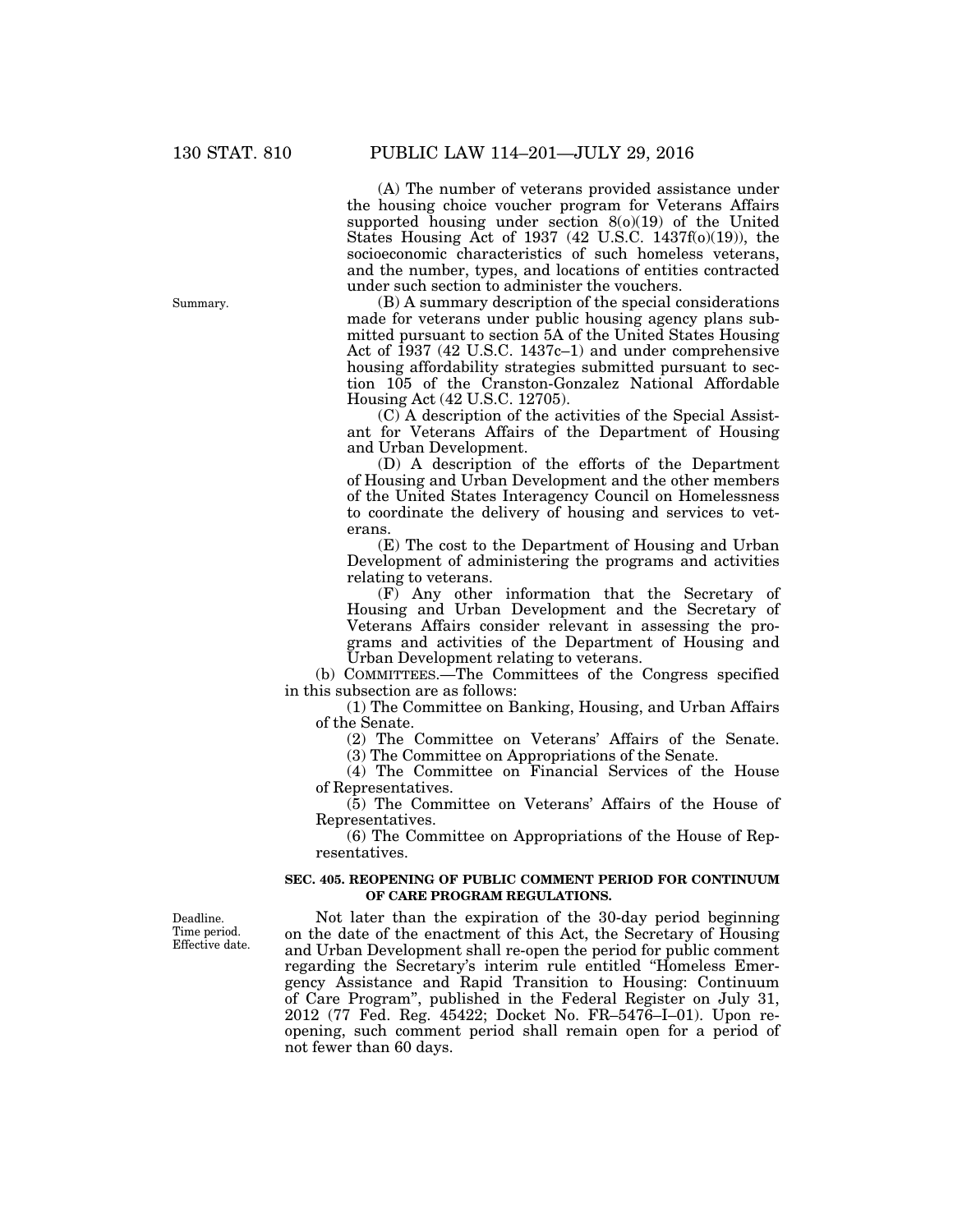(A) The number of veterans provided assistance under the housing choice voucher program for Veterans Affairs supported housing under section 8(o)(19) of the United States Housing Act of 1937 (42 U.S.C. 1437f(o)(19)), the socioeconomic characteristics of such homeless veterans, and the number, types, and locations of entities contracted under such section to administer the vouchers.

(B) A summary description of the special considerations made for veterans under public housing agency plans submitted pursuant to section 5A of the United States Housing Act of 1937 (42 U.S.C. 1437c–1) and under comprehensive housing affordability strategies submitted pursuant to section 105 of the Cranston-Gonzalez National Affordable Housing Act (42 U.S.C. 12705).

(C) A description of the activities of the Special Assistant for Veterans Affairs of the Department of Housing and Urban Development.

(D) A description of the efforts of the Department of Housing and Urban Development and the other members of the United States Interagency Council on Homelessness to coordinate the delivery of housing and services to veterans.

(E) The cost to the Department of Housing and Urban Development of administering the programs and activities relating to veterans.

(F) Any other information that the Secretary of Housing and Urban Development and the Secretary of Veterans Affairs consider relevant in assessing the programs and activities of the Department of Housing and Urban Development relating to veterans.

(b) COMMITTEES.—The Committees of the Congress specified in this subsection are as follows:

(1) The Committee on Banking, Housing, and Urban Affairs of the Senate.

(2) The Committee on Veterans' Affairs of the Senate.

(3) The Committee on Appropriations of the Senate.

(4) The Committee on Financial Services of the House of Representatives.

(5) The Committee on Veterans' Affairs of the House of Representatives.

(6) The Committee on Appropriations of the House of Representatives.

**SEC. 405. REOPENING OF PUBLIC COMMENT PERIOD FOR CONTINUUM OF CARE PROGRAM REGULATIONS.**

Not later than the expiration of the 30-day period beginning on the date of the enactment of this Act, the Secretary of Housing and Urban Development shall re-open the period for public comment regarding the Secretary's interim rule entitled "Homeless Emergency Assistance and Rapid Transition to Housing: Continuum of Care Program", published in the Federal Register on July 31, 2012 (77 Fed. Reg. 45422; Docket No. FR–5476–I–01). Upon re-opening, such comment period shall remain open for a period of not fewer than 60 days.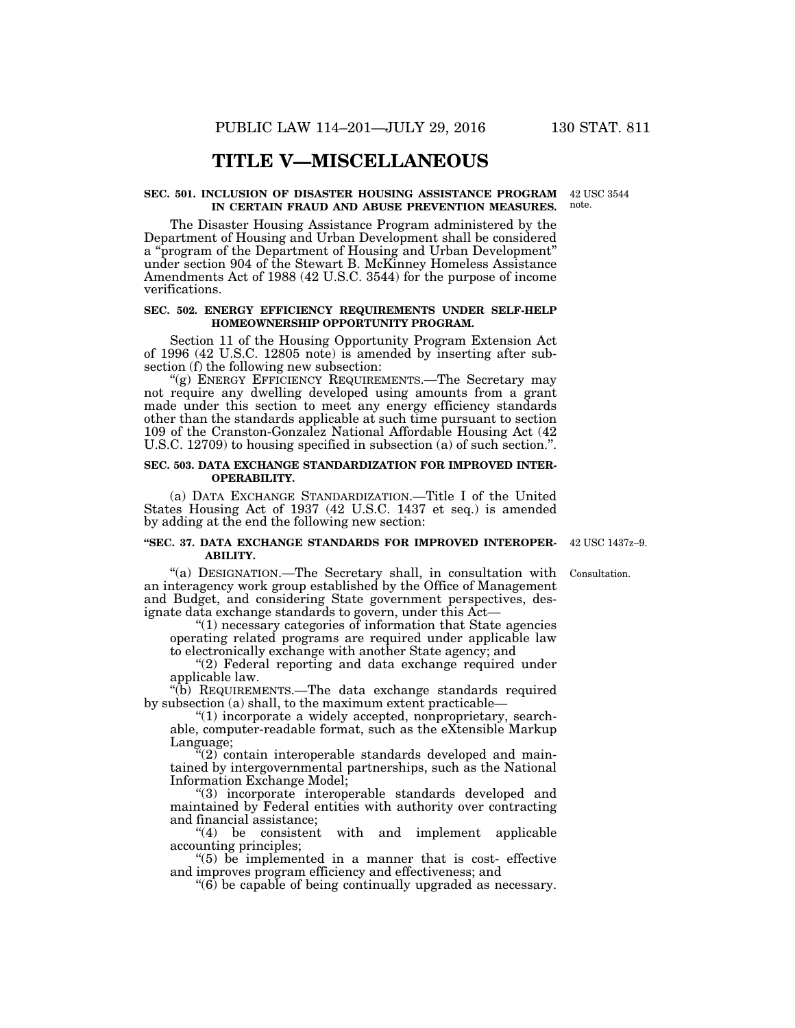# TITLE V—MISCELLANEOUS

### SEC. 501. INCLUSION OF DISASTER HOUSING ASSISTANCE PROGRAM IN CERTAIN FRAUD AND ABUSE PREVENTION MEASURES.

42 USC 3544 note.

The Disaster Housing Assistance Program administered by the Department of Housing and Urban Development shall be considered a "program of the Department of Housing and Urban Development" under section 904 of the Stewart B. McKinney Homeless Assistance Amendments Act of 1988 (42 U.S.C. 3544) for the purpose of income verifications.

### SEC. 502. ENERGY EFFICIENCY REQUIREMENTS UNDER SELF-HELP HOMEOWNERSHIP OPPORTUNITY PROGRAM.

Section 11 of the Housing Opportunity Program Extension Act of 1996 (42 U.S.C. 12805 note) is amended by inserting after subsection (f) the following new subsection:

"(g) ENERGY EFFICIENCY REQUIREMENTS.—The Secretary may not require any dwelling developed using amounts from a grant made under this section to meet any energy efficiency standards other than the standards applicable at such time pursuant to section 109 of the Cranston-Gonzalez National Affordable Housing Act (42 U.S.C. 12709) to housing specified in subsection (a) of such section.".

### SEC. 503. DATA EXCHANGE STANDARDIZATION FOR IMPROVED INTEROPERABILITY.

(a) DATA EXCHANGE STANDARDIZATION.—Title I of the United States Housing Act of 1937 (42 U.S.C. 1437 et seq.) is amended by adding at the end the following new section:

### "SEC. 37. DATA EXCHANGE STANDARDS FOR IMPROVED INTEROPERABILITY.

42 USC 1437z–9.

"(a) DESIGNATION.—The Secretary shall, in consultation with an interagency work group established by the Office of Management and Budget, and considering State government perspectives, designate data exchange standards to govern, under this Act—

Consultation.

"(1) necessary categories of information that State agencies operating related programs are required under applicable law to electronically exchange with another State agency; and

"(2) Federal reporting and data exchange required under applicable law.

"(b) REQUIREMENTS.—The data exchange standards required by subsection (a) shall, to the maximum extent practicable—

"(1) incorporate a widely accepted, nonproprietary, searchable, computer-readable format, such as the eXtensible Markup Language;

"(2) contain interoperable standards developed and maintained by intergovernmental partnerships, such as the National Information Exchange Model;

"(3) incorporate interoperable standards developed and maintained by Federal entities with authority over contracting and financial assistance;

"(4) be consistent with and implement applicable accounting principles;

"(5) be implemented in a manner that is cost- effective and improves program efficiency and effectiveness; and

"(6) be capable of being continually upgraded as necessary.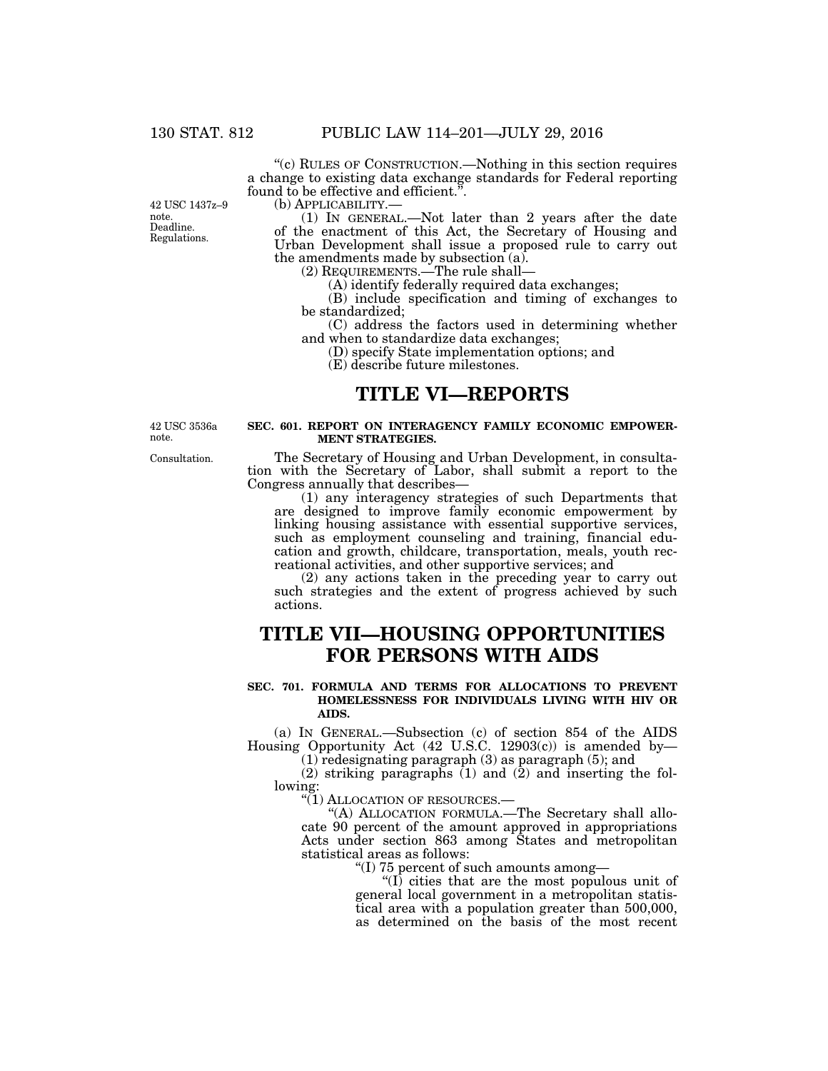"(c) RULES OF CONSTRUCTION.—Nothing in this section requires a change to existing data exchange standards for Federal reporting found to be effective and efficient.".

42 USC 1437z–9 note. Deadline. Regulations.

(b) APPLICABILITY.—

(1) IN GENERAL.—Not later than 2 years after the date of the enactment of this Act, the Secretary of Housing and Urban Development shall issue a proposed rule to carry out the amendments made by subsection (a).

(2) REQUIREMENTS.—The rule shall—

(A) identify federally required data exchanges;

(B) include specification and timing of exchanges to be standardized;

(C) address the factors used in determining whether and when to standardize data exchanges;

(D) specify State implementation options; and

(E) describe future milestones.

# TITLE VI—REPORTS

42 USC 3536a note.

**SEC. 601. REPORT ON INTERAGENCY FAMILY ECONOMIC EMPOWERMENT STRATEGIES.**

Consultation.

The Secretary of Housing and Urban Development, in consultation with the Secretary of Labor, shall submit a report to the Congress annually that describes—

(1) any interagency strategies of such Departments that are designed to improve family economic empowerment by linking housing assistance with essential supportive services, such as employment counseling and training, financial education and growth, childcare, transportation, meals, youth recreational activities, and other supportive services; and

(2) any actions taken in the preceding year to carry out such strategies and the extent of progress achieved by such actions.

# TITLE VII—HOUSING OPPORTUNITIES FOR PERSONS WITH AIDS

**SEC. 701. FORMULA AND TERMS FOR ALLOCATIONS TO PREVENT HOMELESSNESS FOR INDIVIDUALS LIVING WITH HIV OR AIDS.**

(a) IN GENERAL.—Subsection (c) of section 854 of the AIDS Housing Opportunity Act (42 U.S.C. 12903(c)) is amended by—

(1) redesignating paragraph (3) as paragraph (5); and

(2) striking paragraphs (1) and (2) and inserting the following:

"(1) ALLOCATION OF RESOURCES.—

"(A) ALLOCATION FORMULA.—The Secretary shall allocate 90 percent of the amount approved in appropriations Acts under section 863 among States and metropolitan statistical areas as follows:

"(I) 75 percent of such amounts among—

"(I) cities that are the most populous unit of general local government in a metropolitan statistical area with a population greater than 500,000, as determined on the basis of the most recent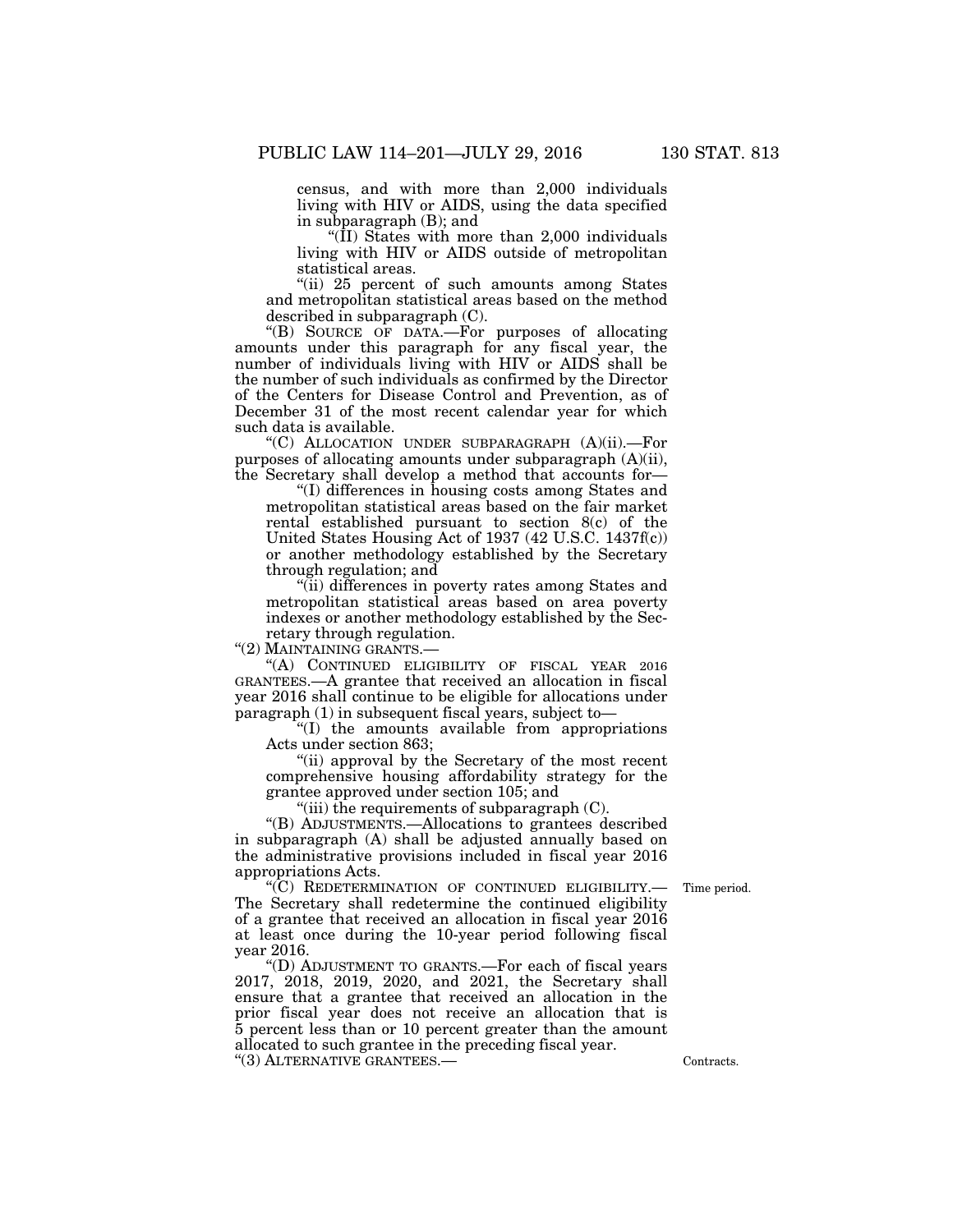census, and with more than 2,000 individuals living with HIV or AIDS, using the data specified in subparagraph (B); and

"(II) States with more than 2,000 individuals living with HIV or AIDS outside of metropolitan statistical areas.

"(ii) 25 percent of such amounts among States and metropolitan statistical areas based on the method described in subparagraph (C).

"(B) SOURCE OF DATA.—For purposes of allocating amounts under this paragraph for any fiscal year, the number of individuals living with HIV or AIDS shall be the number of such individuals as confirmed by the Director of the Centers for Disease Control and Prevention, as of December 31 of the most recent calendar year for which such data is available.

"(C) ALLOCATION UNDER SUBPARAGRAPH (A)(ii).—For purposes of allocating amounts under subparagraph (A)(ii), the Secretary shall develop a method that accounts for—

"(I) differences in housing costs among States and metropolitan statistical areas based on the fair market rental established pursuant to section 8(c) of the United States Housing Act of 1937 (42 U.S.C. 1437f(c)) or another methodology established by the Secretary through regulation; and

"(ii) differences in poverty rates among States and metropolitan statistical areas based on area poverty indexes or another methodology established by the Secretary through regulation.

"(2) MAINTAINING GRANTS.—

"(A) CONTINUED ELIGIBILITY OF FISCAL YEAR 2016 GRANTEES.—A grantee that received an allocation in fiscal year 2016 shall continue to be eligible for allocations under paragraph (1) in subsequent fiscal years, subject to—

"(I) the amounts available from appropriations Acts under section 863;

"(ii) approval by the Secretary of the most recent comprehensive housing affordability strategy for the grantee approved under section 105; and

"(iii) the requirements of subparagraph (C).

"(B) ADJUSTMENTS.—Allocations to grantees described in subparagraph (A) shall be adjusted annually based on the administrative provisions included in fiscal year 2016 appropriations Acts.

Time period.

"(C) REDETERMINATION OF CONTINUED ELIGIBILITY.—The Secretary shall redetermine the continued eligibility of a grantee that received an allocation in fiscal year 2016 at least once during the 10-year period following fiscal year 2016.

"(D) ADJUSTMENT TO GRANTS.—For each of fiscal years 2017, 2018, 2019, 2020, and 2021, the Secretary shall ensure that a grantee that received an allocation in the prior fiscal year does not receive an allocation that is 5 percent less than or 10 percent greater than the amount allocated to such grantee in the preceding fiscal year.

Contracts.

"(3) ALTERNATIVE GRANTEES.—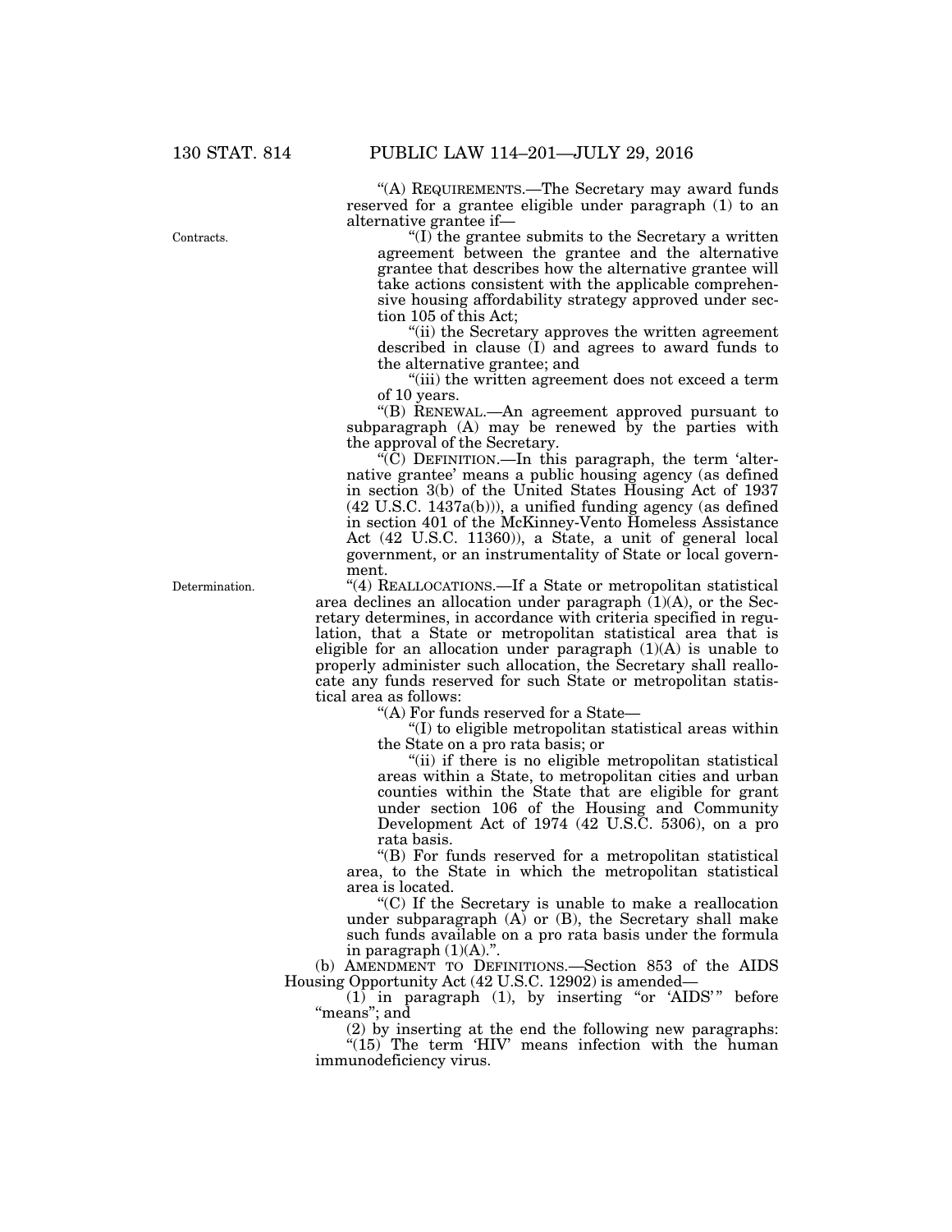"(A) REQUIREMENTS.—The Secretary may award funds reserved for a grantee eligible under paragraph (1) to an alternative grantee if—

Contracts.

"(I) the grantee submits to the Secretary a written agreement between the grantee and the alternative grantee that describes how the alternative grantee will take actions consistent with the applicable comprehensive housing affordability strategy approved under section 105 of this Act;

"(ii) the Secretary approves the written agreement described in clause (I) and agrees to award funds to the alternative grantee; and

"(iii) the written agreement does not exceed a term of 10 years.

"(B) RENEWAL.—An agreement approved pursuant to subparagraph (A) may be renewed by the parties with the approval of the Secretary.

"(C) DEFINITION.—In this paragraph, the term 'alternative grantee' means a public housing agency (as defined in section 3(b) of the United States Housing Act of 1937 (42 U.S.C. 1437a(b))), a unified funding agency (as defined in section 401 of the McKinney-Vento Homeless Assistance Act (42 U.S.C. 11360)), a State, a unit of general local government, or an instrumentality of State or local government.

Determination.

"(4) REALLOCATIONS.—If a State or metropolitan statistical area declines an allocation under paragraph (1)(A), or the Secretary determines, in accordance with criteria specified in regulation, that a State or metropolitan statistical area that is eligible for an allocation under paragraph (1)(A) is unable to properly administer such allocation, the Secretary shall reallocate any funds reserved for such State or metropolitan statistical area as follows:

"(A) For funds reserved for a State—

"(I) to eligible metropolitan statistical areas within the State on a pro rata basis; or

"(ii) if there is no eligible metropolitan statistical areas within a State, to metropolitan cities and urban counties within the State that are eligible for grant under section 106 of the Housing and Community Development Act of 1974 (42 U.S.C. 5306), on a pro rata basis.

"(B) For funds reserved for a metropolitan statistical area, to the State in which the metropolitan statistical area is located.

"(C) If the Secretary is unable to make a reallocation under subparagraph (A) or (B), the Secretary shall make such funds available on a pro rata basis under the formula in paragraph (1)(A).".

(b) AMENDMENT TO DEFINITIONS.—Section 853 of the AIDS Housing Opportunity Act (42 U.S.C. 12902) is amended—

(1) in paragraph (1), by inserting "or 'AIDS'" before "means"; and

(2) by inserting at the end the following new paragraphs:

"(15) The term 'HIV' means infection with the human immunodeficiency virus.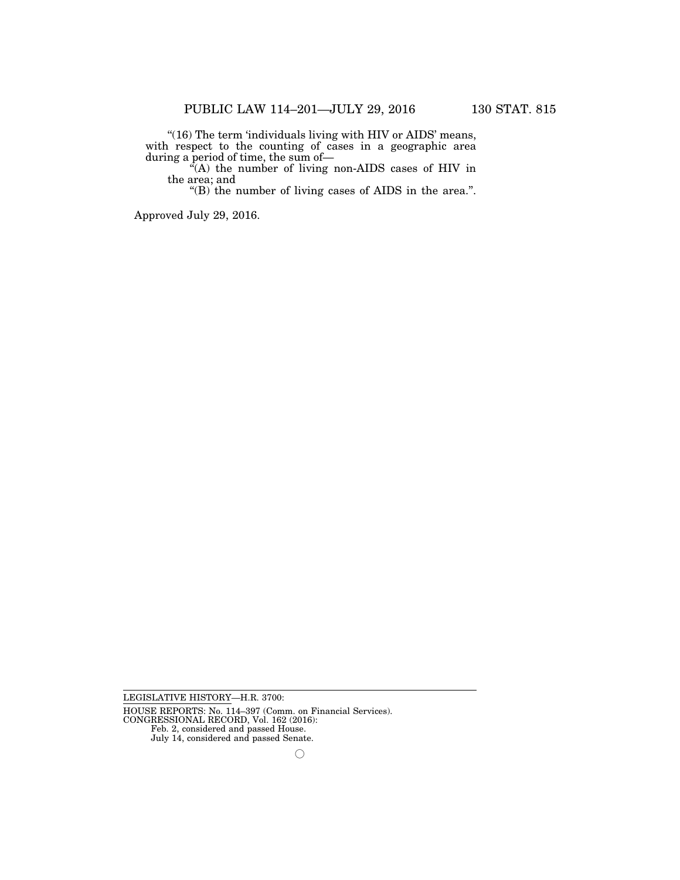"(16) The term 'individuals living with HIV or AIDS' means, with respect to the counting of cases in a geographic area during a period of time, the sum of—

"(A) the number of living non-AIDS cases of HIV in the area; and

"(B) the number of living cases of AIDS in the area.".

Approved July 29, 2016.

---

LEGISLATIVE HISTORY—H.R. 3700:

HOUSE REPORTS: No. 114–397 (Comm. on Financial Services).
CONGRESSIONAL RECORD, Vol. 162 (2016):
Feb. 2, considered and passed House.
July 14, considered and passed Senate.